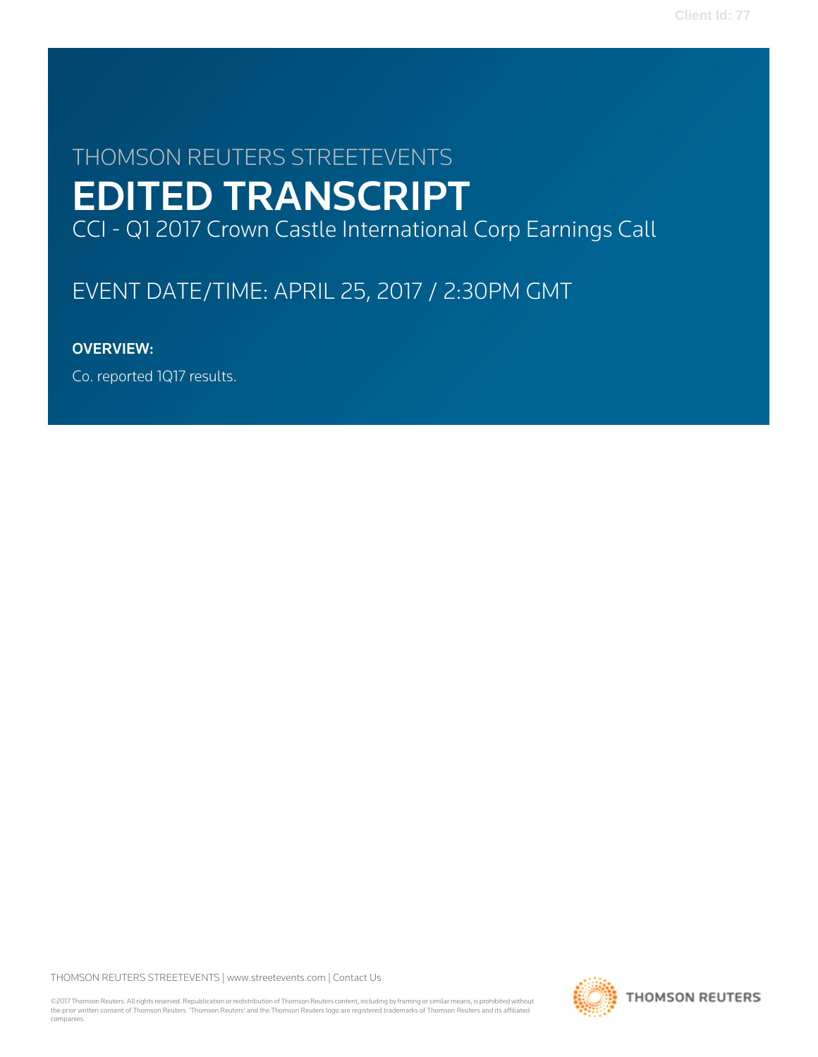THOMSON REUTERS STREETEVENTS

# EDITED TRANSCRIPT

CCI - Q1 2017 Crown Castle International Corp Earnings Call

EVENT DATE/TIME: APRIL 25, 2017 / 2:30PM GMT

**OVERVIEW:**

Co. reported 1Q17 results.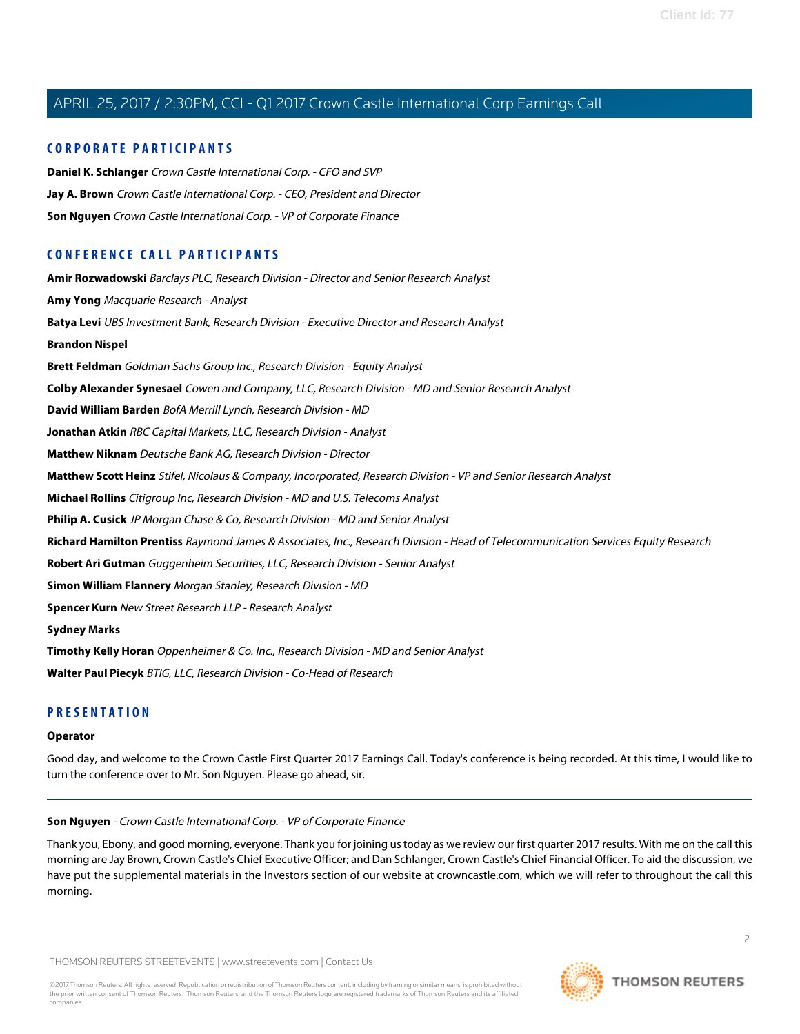## CORPORATE PARTICIPANTS

**Daniel K. Schlanger** *Crown Castle International Corp. - CFO and SVP*

**Jay A. Brown** *Crown Castle International Corp. - CEO, President and Director*

**Son Nguyen** *Crown Castle International Corp. - VP of Corporate Finance*

## CONFERENCE CALL PARTICIPANTS

**Amir Rozwadowski** *Barclays PLC, Research Division - Director and Senior Research Analyst*

**Amy Yong** *Macquarie Research - Analyst*

**Batya Levi** *UBS Investment Bank, Research Division - Executive Director and Research Analyst*

**Brandon Nispel**

**Brett Feldman** *Goldman Sachs Group Inc., Research Division - Equity Analyst*

**Colby Alexander Synesael** *Cowen and Company, LLC, Research Division - MD and Senior Research Analyst*

**David William Barden** *BofA Merrill Lynch, Research Division - MD*

**Jonathan Atkin** *RBC Capital Markets, LLC, Research Division - Analyst*

**Matthew Niknam** *Deutsche Bank AG, Research Division - Director*

**Matthew Scott Heinz** *Stifel, Nicolaus & Company, Incorporated, Research Division - VP and Senior Research Analyst*

**Michael Rollins** *Citigroup Inc, Research Division - MD and U.S. Telecoms Analyst*

**Philip A. Cusick** *JP Morgan Chase & Co, Research Division - MD and Senior Analyst*

**Richard Hamilton Prentiss** *Raymond James & Associates, Inc., Research Division - Head of Telecommunication Services Equity Research*

**Robert Ari Gutman** *Guggenheim Securities, LLC, Research Division - Senior Analyst*

**Simon William Flannery** *Morgan Stanley, Research Division - MD*

**Spencer Kurn** *New Street Research LLP - Research Analyst*

**Sydney Marks**

**Timothy Kelly Horan** *Oppenheimer & Co. Inc., Research Division - MD and Senior Analyst*

**Walter Paul Piecyk** *BTIG, LLC, Research Division - Co-Head of Research*

## PRESENTATION

**Operator**

Good day, and welcome to the Crown Castle First Quarter 2017 Earnings Call. Today's conference is being recorded. At this time, I would like to turn the conference over to Mr. Son Nguyen. Please go ahead, sir.

---

**Son Nguyen** - *Crown Castle International Corp. - VP of Corporate Finance*

Thank you, Ebony, and good morning, everyone. Thank you for joining us today as we review our first quarter 2017 results. With me on the call this morning are Jay Brown, Crown Castle's Chief Executive Officer; and Dan Schlanger, Crown Castle's Chief Financial Officer. To aid the discussion, we have put the supplemental materials in the Investors section of our website at crowncastle.com, which we will refer to throughout the call this morning.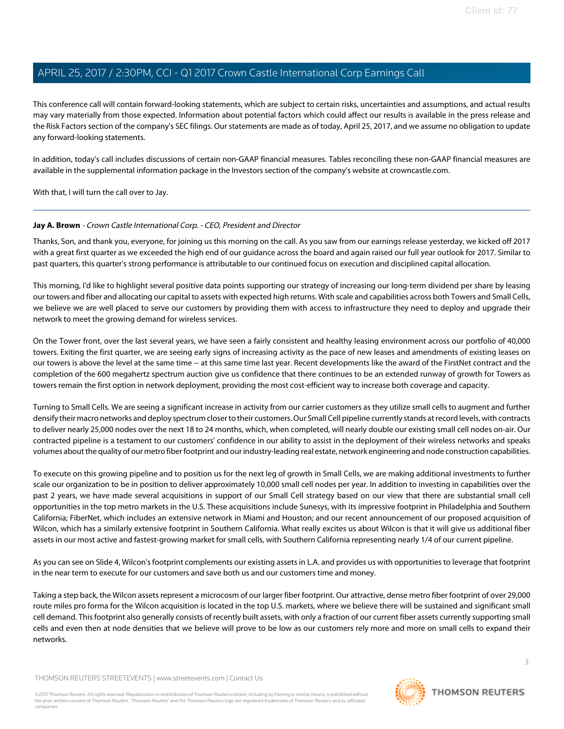This conference call will contain forward-looking statements, which are subject to certain risks, uncertainties and assumptions, and actual results may vary materially from those expected. Information about potential factors which could affect our results is available in the press release and the Risk Factors section of the company's SEC filings. Our statements are made as of today, April 25, 2017, and we assume no obligation to update any forward-looking statements.

In addition, today's call includes discussions of certain non-GAAP financial measures. Tables reconciling these non-GAAP financial measures are available in the supplemental information package in the Investors section of the company's website at crowncastle.com.

With that, I will turn the call over to Jay.

---

**Jay A. Brown** - *Crown Castle International Corp. - CEO, President and Director*

Thanks, Son, and thank you, everyone, for joining us this morning on the call. As you saw from our earnings release yesterday, we kicked off 2017 with a great first quarter as we exceeded the high end of our guidance across the board and again raised our full year outlook for 2017. Similar to past quarters, this quarter's strong performance is attributable to our continued focus on execution and disciplined capital allocation.

This morning, I'd like to highlight several positive data points supporting our strategy of increasing our long-term dividend per share by leasing our towers and fiber and allocating our capital to assets with expected high returns. With scale and capabilities across both Towers and Small Cells, we believe we are well placed to serve our customers by providing them with access to infrastructure they need to deploy and upgrade their network to meet the growing demand for wireless services.

On the Tower front, over the last several years, we have seen a fairly consistent and healthy leasing environment across our portfolio of 40,000 towers. Exiting the first quarter, we are seeing early signs of increasing activity as the pace of new leases and amendments of existing leases on our towers is above the level at the same time -- at this same time last year. Recent developments like the award of the FirstNet contract and the completion of the 600 megahertz spectrum auction give us confidence that there continues to be an extended runway of growth for Towers as towers remain the first option in network deployment, providing the most cost-efficient way to increase both coverage and capacity.

Turning to Small Cells. We are seeing a significant increase in activity from our carrier customers as they utilize small cells to augment and further densify their macro networks and deploy spectrum closer to their customers. Our Small Cell pipeline currently stands at record levels, with contracts to deliver nearly 25,000 nodes over the next 18 to 24 months, which, when completed, will nearly double our existing small cell nodes on-air. Our contracted pipeline is a testament to our customers' confidence in our ability to assist in the deployment of their wireless networks and speaks volumes about the quality of our metro fiber footprint and our industry-leading real estate, network engineering and node construction capabilities.

To execute on this growing pipeline and to position us for the next leg of growth in Small Cells, we are making additional investments to further scale our organization to be in position to deliver approximately 10,000 small cell nodes per year. In addition to investing in capabilities over the past 2 years, we have made several acquisitions in support of our Small Cell strategy based on our view that there are substantial small cell opportunities in the top metro markets in the U.S. These acquisitions include Sunesys, with its impressive footprint in Philadelphia and Southern California; FiberNet, which includes an extensive network in Miami and Houston; and our recent announcement of our proposed acquisition of Wilcon, which has a similarly extensive footprint in Southern California. What really excites us about Wilcon is that it will give us additional fiber assets in our most active and fastest-growing market for small cells, with Southern California representing nearly 1/4 of our current pipeline.

As you can see on Slide 4, Wilcon's footprint complements our existing assets in L.A. and provides us with opportunities to leverage that footprint in the near term to execute for our customers and save both us and our customers time and money.

Taking a step back, the Wilcon assets represent a microcosm of our larger fiber footprint. Our attractive, dense metro fiber footprint of over 29,000 route miles pro forma for the Wilcon acquisition is located in the top U.S. markets, where we believe there will be sustained and significant small cell demand. This footprint also generally consists of recently built assets, with only a fraction of our current fiber assets currently supporting small cells and even then at node densities that we believe will prove to be low as our customers rely more and more on small cells to expand their networks.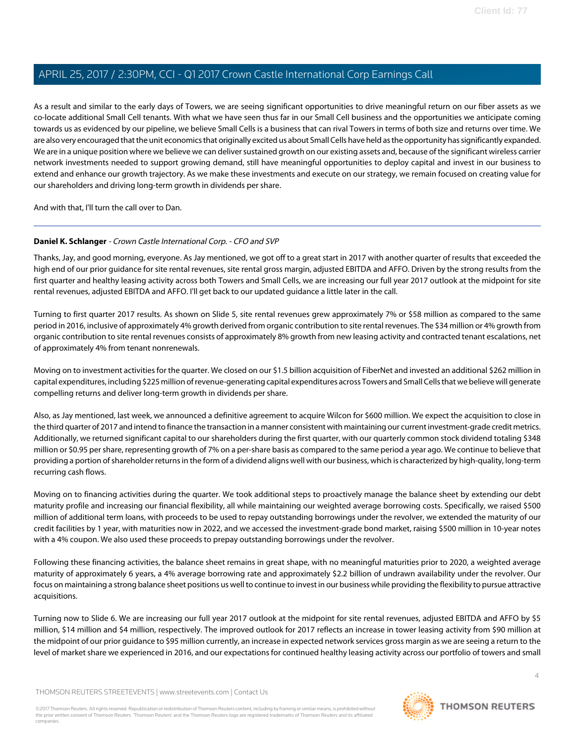As a result and similar to the early days of Towers, we are seeing significant opportunities to drive meaningful return on our fiber assets as we co-locate additional Small Cell tenants. With what we have seen thus far in our Small Cell business and the opportunities we anticipate coming towards us as evidenced by our pipeline, we believe Small Cells is a business that can rival Towers in terms of both size and returns over time. We are also very encouraged that the unit economics that originally excited us about Small Cells have held as the opportunity has significantly expanded. We are in a unique position where we believe we can deliver sustained growth on our existing assets and, because of the significant wireless carrier network investments needed to support growing demand, still have meaningful opportunities to deploy capital and invest in our business to extend and enhance our growth trajectory. As we make these investments and execute on our strategy, we remain focused on creating value for our shareholders and driving long-term growth in dividends per share.

And with that, I'll turn the call over to Dan.

---

**Daniel K. Schlanger** - *Crown Castle International Corp. - CFO and SVP*

Thanks, Jay, and good morning, everyone. As Jay mentioned, we got off to a great start in 2017 with another quarter of results that exceeded the high end of our prior guidance for site rental revenues, site rental gross margin, adjusted EBITDA and AFFO. Driven by the strong results from the first quarter and healthy leasing activity across both Towers and Small Cells, we are increasing our full year 2017 outlook at the midpoint for site rental revenues, adjusted EBITDA and AFFO. I'll get back to our updated guidance a little later in the call.

Turning to first quarter 2017 results. As shown on Slide 5, site rental revenues grew approximately 7% or $58 million as compared to the same period in 2016, inclusive of approximately 4% growth derived from organic contribution to site rental revenues. The $34 million or 4% growth from organic contribution to site rental revenues consists of approximately 8% growth from new leasing activity and contracted tenant escalations, net of approximately 4% from tenant nonrenewals.

Moving on to investment activities for the quarter. We closed on our $1.5 billion acquisition of FiberNet and invested an additional $262 million in capital expenditures, including $225 million of revenue-generating capital expenditures across Towers and Small Cells that we believe will generate compelling returns and deliver long-term growth in dividends per share.

Also, as Jay mentioned, last week, we announced a definitive agreement to acquire Wilcon for $600 million. We expect the acquisition to close in the third quarter of 2017 and intend to finance the transaction in a manner consistent with maintaining our current investment-grade credit metrics. Additionally, we returned significant capital to our shareholders during the first quarter, with our quarterly common stock dividend totaling $348 million or $0.95 per share, representing growth of 7% on a per-share basis as compared to the same period a year ago. We continue to believe that providing a portion of shareholder returns in the form of a dividend aligns well with our business, which is characterized by high-quality, long-term recurring cash flows.

Moving on to financing activities during the quarter. We took additional steps to proactively manage the balance sheet by extending our debt maturity profile and increasing our financial flexibility, all while maintaining our weighted average borrowing costs. Specifically, we raised $500 million of additional term loans, with proceeds to be used to repay outstanding borrowings under the revolver, we extended the maturity of our credit facilities by 1 year, with maturities now in 2022, and we accessed the investment-grade bond market, raising $500 million in 10-year notes with a 4% coupon. We also used these proceeds to prepay outstanding borrowings under the revolver.

Following these financing activities, the balance sheet remains in great shape, with no meaningful maturities prior to 2020, a weighted average maturity of approximately 6 years, a 4% average borrowing rate and approximately $2.2 billion of undrawn availability under the revolver. Our focus on maintaining a strong balance sheet positions us well to continue to invest in our business while providing the flexibility to pursue attractive acquisitions.

Turning now to Slide 6. We are increasing our full year 2017 outlook at the midpoint for site rental revenues, adjusted EBITDA and AFFO by $5 million, $14 million and $4 million, respectively. The improved outlook for 2017 reflects an increase in tower leasing activity from $90 million at the midpoint of our prior guidance to $95 million currently, an increase in expected network services gross margin as we are seeing a return to the level of market share we experienced in 2016, and our expectations for continued healthy leasing activity across our portfolio of towers and small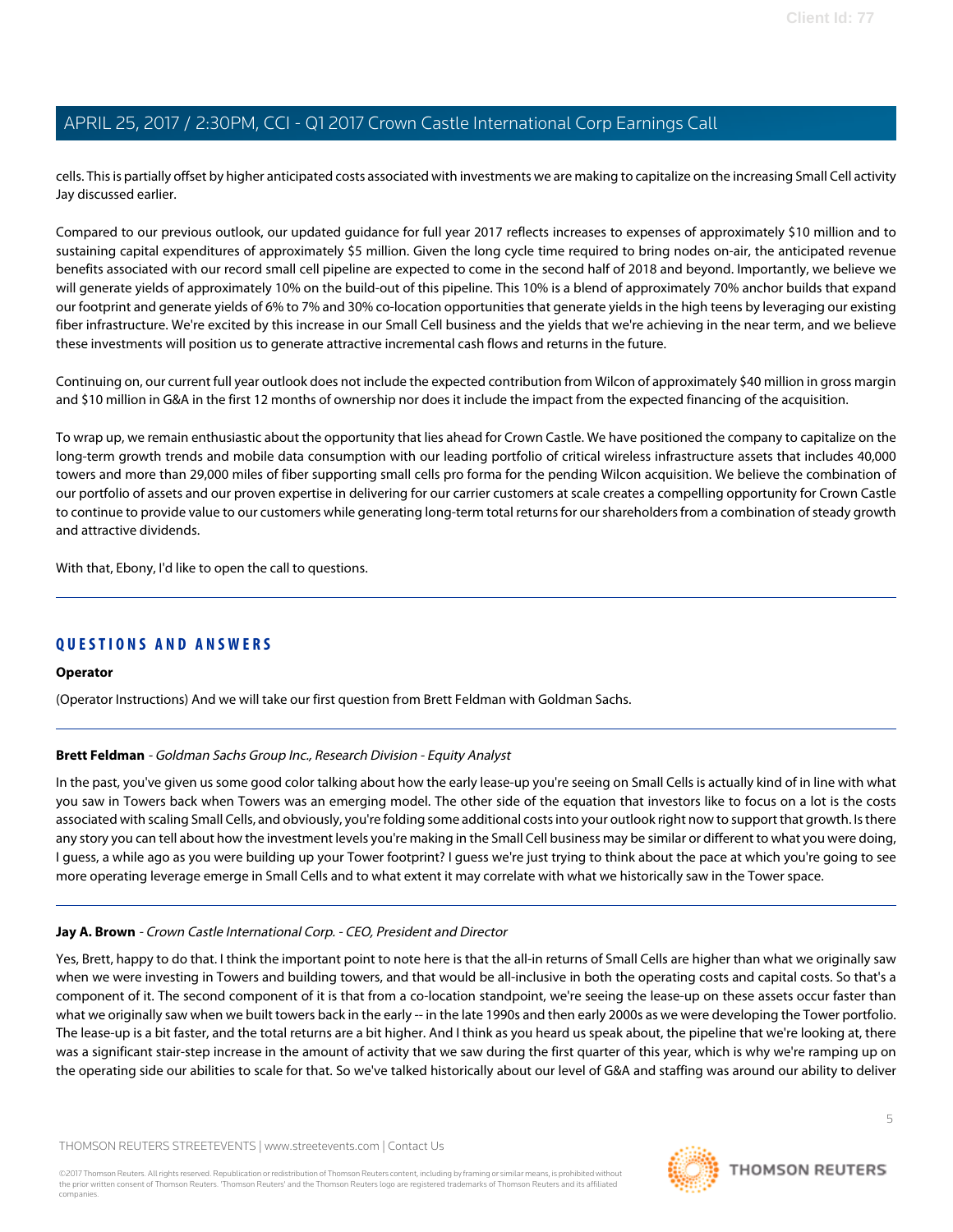cells. This is partially offset by higher anticipated costs associated with investments we are making to capitalize on the increasing Small Cell activity Jay discussed earlier.

Compared to our previous outlook, our updated guidance for full year 2017 reflects increases to expenses of approximately $10 million and to sustaining capital expenditures of approximately $5 million. Given the long cycle time required to bring nodes on-air, the anticipated revenue benefits associated with our record small cell pipeline are expected to come in the second half of 2018 and beyond. Importantly, we believe we will generate yields of approximately 10% on the build-out of this pipeline. This 10% is a blend of approximately 70% anchor builds that expand our footprint and generate yields of 6% to 7% and 30% co-location opportunities that generate yields in the high teens by leveraging our existing fiber infrastructure. We're excited by this increase in our Small Cell business and the yields that we're achieving in the near term, and we believe these investments will position us to generate attractive incremental cash flows and returns in the future.

Continuing on, our current full year outlook does not include the expected contribution from Wilcon of approximately $40 million in gross margin and $10 million in G&A in the first 12 months of ownership nor does it include the impact from the expected financing of the acquisition.

To wrap up, we remain enthusiastic about the opportunity that lies ahead for Crown Castle. We have positioned the company to capitalize on the long-term growth trends and mobile data consumption with our leading portfolio of critical wireless infrastructure assets that includes 40,000 towers and more than 29,000 miles of fiber supporting small cells pro forma for the pending Wilcon acquisition. We believe the combination of our portfolio of assets and our proven expertise in delivering for our carrier customers at scale creates a compelling opportunity for Crown Castle to continue to provide value to our customers while generating long-term total returns for our shareholders from a combination of steady growth and attractive dividends.

With that, Ebony, I'd like to open the call to questions.

---

## QUESTIONS AND ANSWERS

**Operator**

(Operator Instructions) And we will take our first question from Brett Feldman with Goldman Sachs.

---

**Brett Feldman** - *Goldman Sachs Group Inc., Research Division - Equity Analyst*

In the past, you've given us some good color talking about how the early lease-up you're seeing on Small Cells is actually kind of in line with what you saw in Towers back when Towers was an emerging model. The other side of the equation that investors like to focus on a lot is the costs associated with scaling Small Cells, and obviously, you're folding some additional costs into your outlook right now to support that growth. Is there any story you can tell about how the investment levels you're making in the Small Cell business may be similar or different to what you were doing, I guess, a while ago as you were building up your Tower footprint? I guess we're just trying to think about the pace at which you're going to see more operating leverage emerge in Small Cells and to what extent it may correlate with what we historically saw in the Tower space.

---

**Jay A. Brown** - *Crown Castle International Corp. - CEO, President and Director*

Yes, Brett, happy to do that. I think the important point to note here is that the all-in returns of Small Cells are higher than what we originally saw when we were investing in Towers and building towers, and that would be all-inclusive in both the operating costs and capital costs. So that's a component of it. The second component of it is that from a co-location standpoint, we're seeing the lease-up on these assets occur faster than what we originally saw when we built towers back in the early -- in the late 1990s and then early 2000s as we were developing the Tower portfolio. The lease-up is a bit faster, and the total returns are a bit higher. And I think as you heard us speak about, the pipeline that we're looking at, there was a significant stair-step increase in the amount of activity that we saw during the first quarter of this year, which is why we're ramping up on the operating side our abilities to scale for that. So we've talked historically about our level of G&A and staffing was around our ability to deliver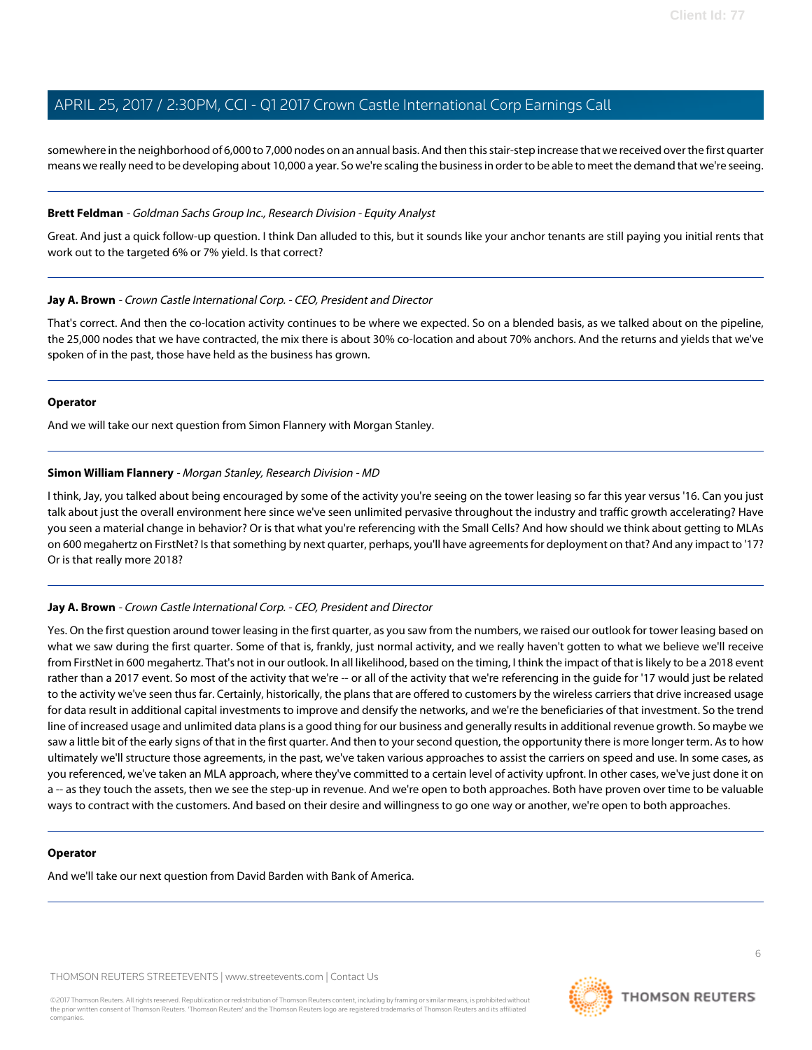somewhere in the neighborhood of 6,000 to 7,000 nodes on an annual basis. And then this stair-step increase that we received over the first quarter means we really need to be developing about 10,000 a year. So we're scaling the business in order to be able to meet the demand that we're seeing.

---

**Brett Feldman** - *Goldman Sachs Group Inc., Research Division - Equity Analyst*

Great. And just a quick follow-up question. I think Dan alluded to this, but it sounds like your anchor tenants are still paying you initial rents that work out to the targeted 6% or 7% yield. Is that correct?

---

**Jay A. Brown** - *Crown Castle International Corp. - CEO, President and Director*

That's correct. And then the co-location activity continues to be where we expected. So on a blended basis, as we talked about on the pipeline, the 25,000 nodes that we have contracted, the mix there is about 30% co-location and about 70% anchors. And the returns and yields that we've spoken of in the past, those have held as the business has grown.

---

**Operator**

And we will take our next question from Simon Flannery with Morgan Stanley.

---

**Simon William Flannery** - *Morgan Stanley, Research Division - MD*

I think, Jay, you talked about being encouraged by some of the activity you're seeing on the tower leasing so far this year versus '16. Can you just talk about just the overall environment here since we've seen unlimited pervasive throughout the industry and traffic growth accelerating? Have you seen a material change in behavior? Or is that what you're referencing with the Small Cells? And how should we think about getting to MLAs on 600 megahertz on FirstNet? Is that something by next quarter, perhaps, you'll have agreements for deployment on that? And any impact to '17? Or is that really more 2018?

---

**Jay A. Brown** - *Crown Castle International Corp. - CEO, President and Director*

Yes. On the first question around tower leasing in the first quarter, as you saw from the numbers, we raised our outlook for tower leasing based on what we saw during the first quarter. Some of that is, frankly, just normal activity, and we really haven't gotten to what we believe we'll receive from FirstNet in 600 megahertz. That's not in our outlook. In all likelihood, based on the timing, I think the impact of that is likely to be a 2018 event rather than a 2017 event. So most of the activity that we're -- or all of the activity that we're referencing in the guide for '17 would just be related to the activity we've seen thus far. Certainly, historically, the plans that are offered to customers by the wireless carriers that drive increased usage for data result in additional capital investments to improve and densify the networks, and we're the beneficiaries of that investment. So the trend line of increased usage and unlimited data plans is a good thing for our business and generally results in additional revenue growth. So maybe we saw a little bit of the early signs of that in the first quarter. And then to your second question, the opportunity there is more longer term. As to how ultimately we'll structure those agreements, in the past, we've taken various approaches to assist the carriers on speed and use. In some cases, as you referenced, we've taken an MLA approach, where they've committed to a certain level of activity upfront. In other cases, we've just done it on a -- as they touch the assets, then we see the step-up in revenue. And we're open to both approaches. Both have proven over time to be valuable ways to contract with the customers. And based on their desire and willingness to go one way or another, we're open to both approaches.

---

**Operator**

And we'll take our next question from David Barden with Bank of America.

---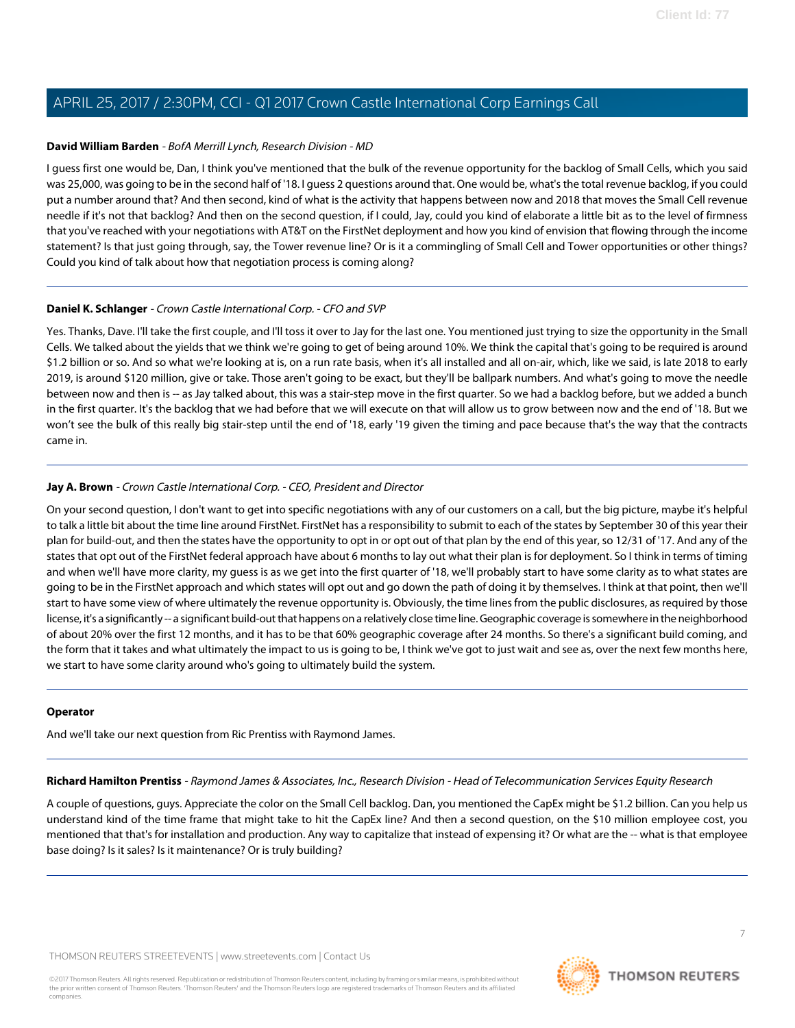**David William Barden** - *BofA Merrill Lynch, Research Division - MD*

I guess first one would be, Dan, I think you've mentioned that the bulk of the revenue opportunity for the backlog of Small Cells, which you said was 25,000, was going to be in the second half of '18. I guess 2 questions around that. One would be, what's the total revenue backlog, if you could put a number around that? And then second, kind of what is the activity that happens between now and 2018 that moves the Small Cell revenue needle if it's not that backlog? And then on the second question, if I could, Jay, could you kind of elaborate a little bit as to the level of firmness that you've reached with your negotiations with AT&T on the FirstNet deployment and how you kind of envision that flowing through the income statement? Is that just going through, say, the Tower revenue line? Or is it a commingling of Small Cell and Tower opportunities or other things? Could you kind of talk about how that negotiation process is coming along?

---

**Daniel K. Schlanger** - *Crown Castle International Corp. - CFO and SVP*

Yes. Thanks, Dave. I'll take the first couple, and I'll toss it over to Jay for the last one. You mentioned just trying to size the opportunity in the Small Cells. We talked about the yields that we think we're going to get of being around 10%. We think the capital that's going to be required is around $1.2 billion or so. And so what we're looking at is, on a run rate basis, when it's all installed and all on-air, which, like we said, is late 2018 to early 2019, is around $120 million, give or take. Those aren't going to be exact, but they'll be ballpark numbers. And what's going to move the needle between now and then is -- as Jay talked about, this was a stair-step move in the first quarter. So we had a backlog before, but we added a bunch in the first quarter. It's the backlog that we had before that we will execute on that will allow us to grow between now and the end of '18. But we won't see the bulk of this really big stair-step until the end of '18, early '19 given the timing and pace because that's the way that the contracts came in.

---

**Jay A. Brown** - *Crown Castle International Corp. - CEO, President and Director*

On your second question, I don't want to get into specific negotiations with any of our customers on a call, but the big picture, maybe it's helpful to talk a little bit about the time line around FirstNet. FirstNet has a responsibility to submit to each of the states by September 30 of this year their plan for build-out, and then the states have the opportunity to opt in or opt out of that plan by the end of this year, so 12/31 of '17. And any of the states that opt out of the FirstNet federal approach have about 6 months to lay out what their plan is for deployment. So I think in terms of timing and when we'll have more clarity, my guess is as we get into the first quarter of '18, we'll probably start to have some clarity as to what states are going to be in the FirstNet approach and which states will opt out and go down the path of doing it by themselves. I think at that point, then we'll start to have some view of where ultimately the revenue opportunity is. Obviously, the time lines from the public disclosures, as required by those license, it's a significantly -- a significant build-out that happens on a relatively close time line. Geographic coverage is somewhere in the neighborhood of about 20% over the first 12 months, and it has to be that 60% geographic coverage after 24 months. So there's a significant build coming, and the form that it takes and what ultimately the impact to us is going to be, I think we've got to just wait and see as, over the next few months here, we start to have some clarity around who's going to ultimately build the system.

---

**Operator**

And we'll take our next question from Ric Prentiss with Raymond James.

---

**Richard Hamilton Prentiss** - *Raymond James & Associates, Inc., Research Division - Head of Telecommunication Services Equity Research*

A couple of questions, guys. Appreciate the color on the Small Cell backlog. Dan, you mentioned the CapEx might be $1.2 billion. Can you help us understand kind of the time frame that might take to hit the CapEx line? And then a second question, on the $10 million employee cost, you mentioned that that's for installation and production. Any way to capitalize that instead of expensing it? Or what are the -- what is that employee base doing? Is it sales? Is it maintenance? Or is truly building?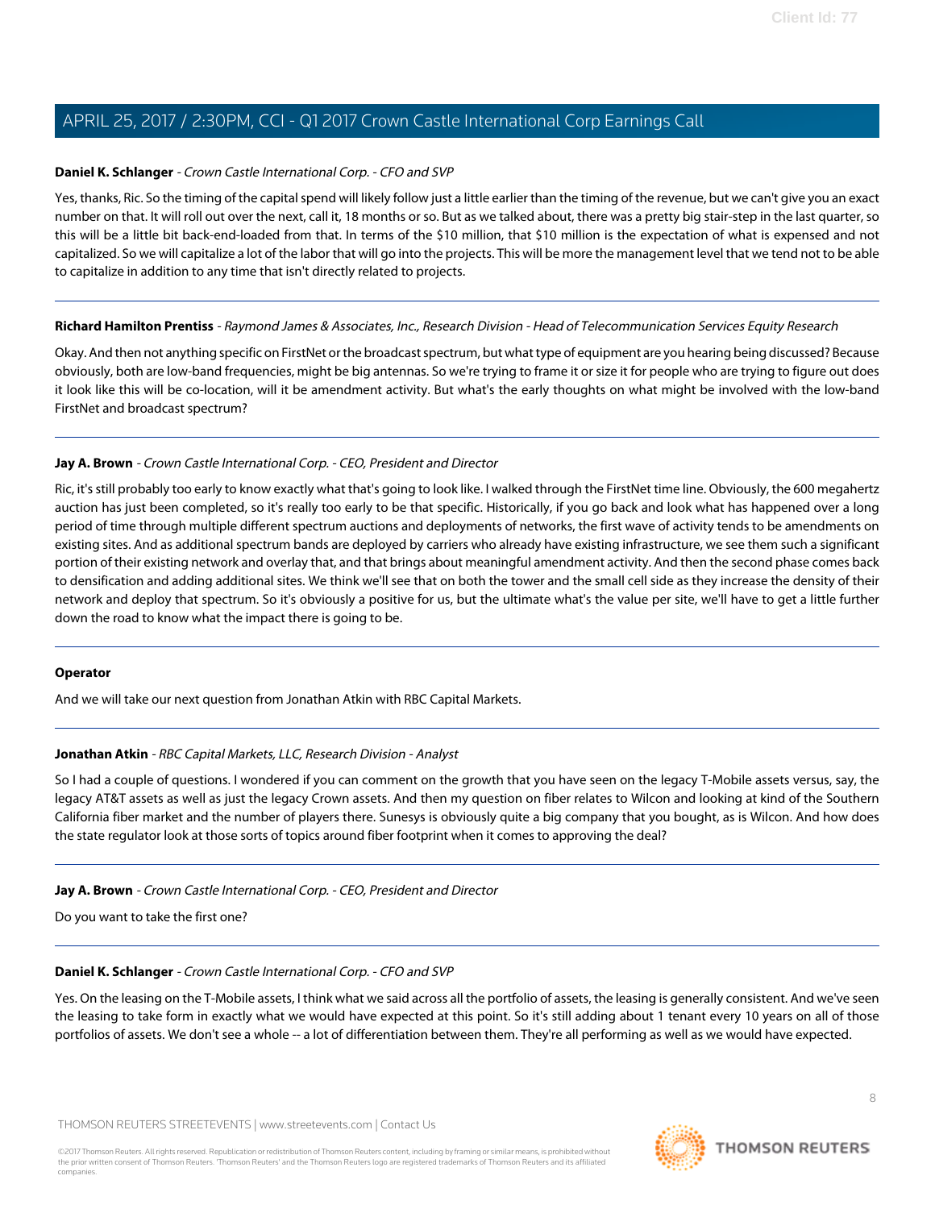**Daniel K. Schlanger** - *Crown Castle International Corp. - CFO and SVP*

Yes, thanks, Ric. So the timing of the capital spend will likely follow just a little earlier than the timing of the revenue, but we can't give you an exact number on that. It will roll out over the next, call it, 18 months or so. But as we talked about, there was a pretty big stair-step in the last quarter, so this will be a little bit back-end-loaded from that. In terms of the $10 million, that $10 million is the expectation of what is expensed and not capitalized. So we will capitalize a lot of the labor that will go into the projects. This will be more the management level that we tend not to be able to capitalize in addition to any time that isn't directly related to projects.

---

**Richard Hamilton Prentiss** - *Raymond James & Associates, Inc., Research Division - Head of Telecommunication Services Equity Research*

Okay. And then not anything specific on FirstNet or the broadcast spectrum, but what type of equipment are you hearing being discussed? Because obviously, both are low-band frequencies, might be big antennas. So we're trying to frame it or size it for people who are trying to figure out does it look like this will be co-location, will it be amendment activity. But what's the early thoughts on what might be involved with the low-band FirstNet and broadcast spectrum?

---

**Jay A. Brown** - *Crown Castle International Corp. - CEO, President and Director*

Ric, it's still probably too early to know exactly what that's going to look like. I walked through the FirstNet time line. Obviously, the 600 megahertz auction has just been completed, so it's really too early to be that specific. Historically, if you go back and look what has happened over a long period of time through multiple different spectrum auctions and deployments of networks, the first wave of activity tends to be amendments on existing sites. And as additional spectrum bands are deployed by carriers who already have existing infrastructure, we see them such a significant portion of their existing network and overlay that, and that brings about meaningful amendment activity. And then the second phase comes back to densification and adding additional sites. We think we'll see that on both the tower and the small cell side as they increase the density of their network and deploy that spectrum. So it's obviously a positive for us, but the ultimate what's the value per site, we'll have to get a little further down the road to know what the impact there is going to be.

---

**Operator**

And we will take our next question from Jonathan Atkin with RBC Capital Markets.

---

**Jonathan Atkin** - *RBC Capital Markets, LLC, Research Division - Analyst*

So I had a couple of questions. I wondered if you can comment on the growth that you have seen on the legacy T-Mobile assets versus, say, the legacy AT&T assets as well as just the legacy Crown assets. And then my question on fiber relates to Wilcon and looking at kind of the Southern California fiber market and the number of players there. Sunesys is obviously quite a big company that you bought, as is Wilcon. And how does the state regulator look at those sorts of topics around fiber footprint when it comes to approving the deal?

---

**Jay A. Brown** - *Crown Castle International Corp. - CEO, President and Director*

Do you want to take the first one?

---

**Daniel K. Schlanger** - *Crown Castle International Corp. - CFO and SVP*

Yes. On the leasing on the T-Mobile assets, I think what we said across all the portfolio of assets, the leasing is generally consistent. And we've seen the leasing to take form in exactly what we would have expected at this point. So it's still adding about 1 tenant every 10 years on all of those portfolios of assets. We don't see a whole -- a lot of differentiation between them. They're all performing as well as we would have expected.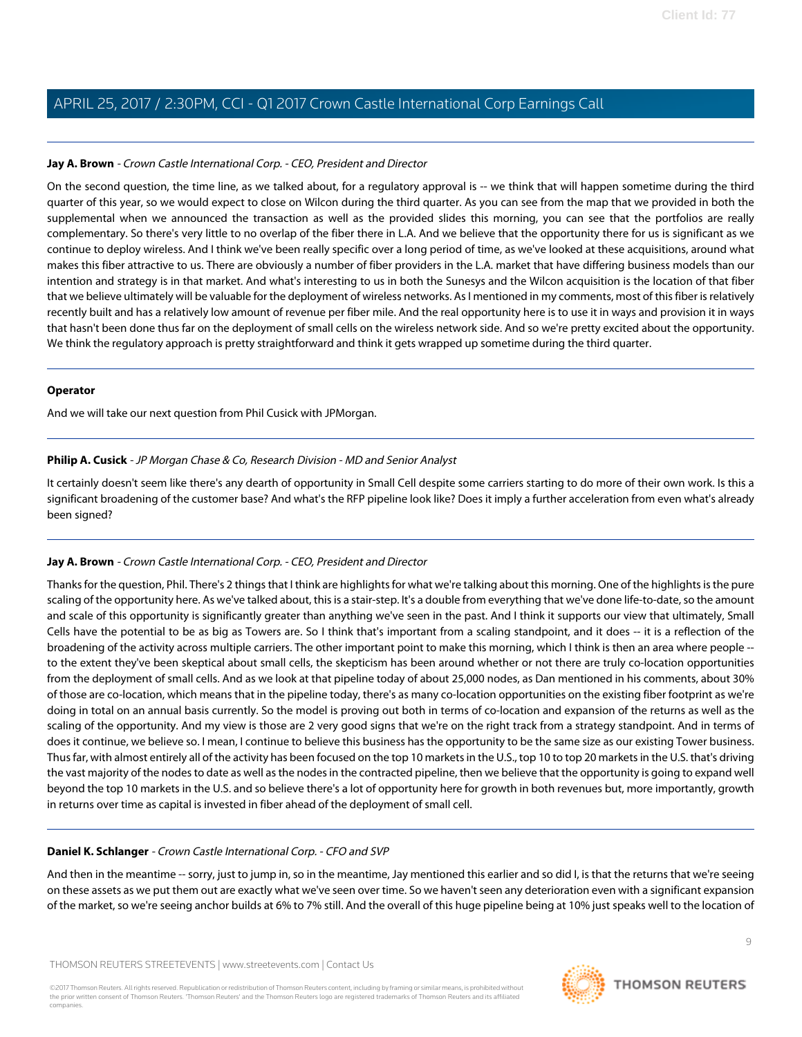**Jay A. Brown** - *Crown Castle International Corp. - CEO, President and Director*

On the second question, the time line, as we talked about, for a regulatory approval is -- we think that will happen sometime during the third quarter of this year, so we would expect to close on Wilcon during the third quarter. As you can see from the map that we provided in both the supplemental when we announced the transaction as well as the provided slides this morning, you can see that the portfolios are really complementary. So there's very little to no overlap of the fiber there in L.A. And we believe that the opportunity there for us is significant as we continue to deploy wireless. And I think we've been really specific over a long period of time, as we've looked at these acquisitions, around what makes this fiber attractive to us. There are obviously a number of fiber providers in the L.A. market that have differing business models than our intention and strategy is in that market. And what's interesting to us in both the Sunesys and the Wilcon acquisition is the location of that fiber that we believe ultimately will be valuable for the deployment of wireless networks. As I mentioned in my comments, most of this fiber is relatively recently built and has a relatively low amount of revenue per fiber mile. And the real opportunity here is to use it in ways and provision it in ways that hasn't been done thus far on the deployment of small cells on the wireless network side. And so we're pretty excited about the opportunity. We think the regulatory approach is pretty straightforward and think it gets wrapped up sometime during the third quarter.

---

**Operator**

And we will take our next question from Phil Cusick with JPMorgan.

---

**Philip A. Cusick** - *JP Morgan Chase & Co, Research Division - MD and Senior Analyst*

It certainly doesn't seem like there's any dearth of opportunity in Small Cell despite some carriers starting to do more of their own work. Is this a significant broadening of the customer base? And what's the RFP pipeline look like? Does it imply a further acceleration from even what's already been signed?

---

**Jay A. Brown** - *Crown Castle International Corp. - CEO, President and Director*

Thanks for the question, Phil. There's 2 things that I think are highlights for what we're talking about this morning. One of the highlights is the pure scaling of the opportunity here. As we've talked about, this is a stair-step. It's a double from everything that we've done life-to-date, so the amount and scale of this opportunity is significantly greater than anything we've seen in the past. And I think it supports our view that ultimately, Small Cells have the potential to be as big as Towers are. So I think that's important from a scaling standpoint, and it does -- it is a reflection of the broadening of the activity across multiple carriers. The other important point to make this morning, which I think is then an area where people -- to the extent they've been skeptical about small cells, the skepticism has been around whether or not there are truly co-location opportunities from the deployment of small cells. And as we look at that pipeline today of about 25,000 nodes, as Dan mentioned in his comments, about 30% of those are co-location, which means that in the pipeline today, there's as many co-location opportunities on the existing fiber footprint as we're doing in total on an annual basis currently. So the model is proving out both in terms of co-location and expansion of the returns as well as the scaling of the opportunity. And my view is those are 2 very good signs that we're on the right track from a strategy standpoint. And in terms of does it continue, we believe so. I mean, I continue to believe this business has the opportunity to be the same size as our existing Tower business. Thus far, with almost entirely all of the activity has been focused on the top 10 markets in the U.S., top 10 to top 20 markets in the U.S. that's driving the vast majority of the nodes to date as well as the nodes in the contracted pipeline, then we believe that the opportunity is going to expand well beyond the top 10 markets in the U.S. and so believe there's a lot of opportunity here for growth in both revenues but, more importantly, growth in returns over time as capital is invested in fiber ahead of the deployment of small cell.

---

**Daniel K. Schlanger** - *Crown Castle International Corp. - CFO and SVP*

And then in the meantime -- sorry, just to jump in, so in the meantime, Jay mentioned this earlier and so did I, is that the returns that we're seeing on these assets as we put them out are exactly what we've seen over time. So we haven't seen any deterioration even with a significant expansion of the market, so we're seeing anchor builds at 6% to 7% still. And the overall of this huge pipeline being at 10% just speaks well to the location of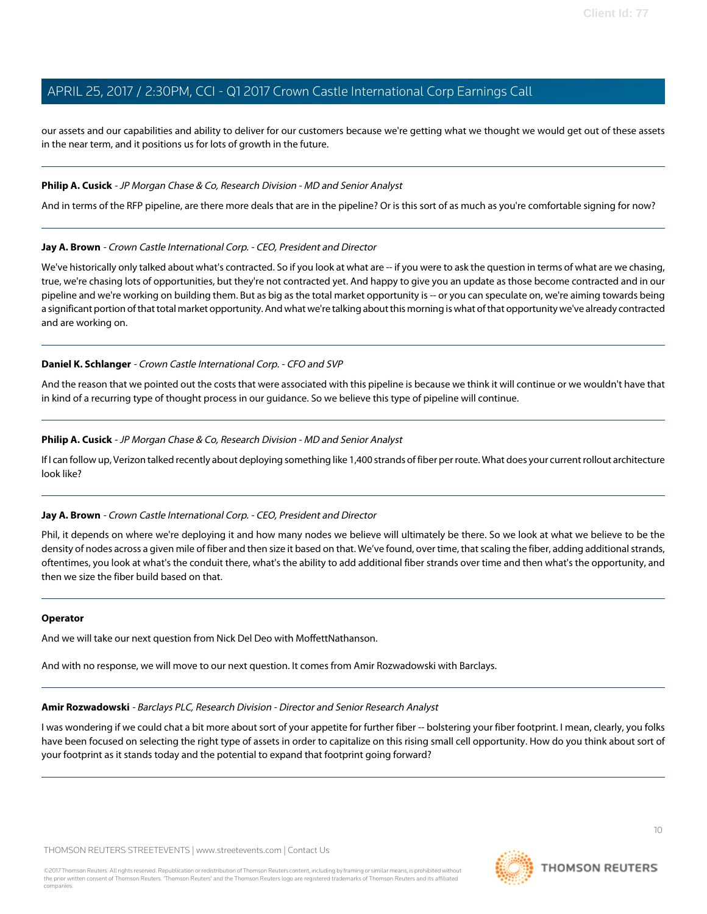our assets and our capabilities and ability to deliver for our customers because we're getting what we thought we would get out of these assets in the near term, and it positions us for lots of growth in the future.

---

**Philip A. Cusick** - *JP Morgan Chase & Co, Research Division - MD and Senior Analyst*

And in terms of the RFP pipeline, are there more deals that are in the pipeline? Or is this sort of as much as you're comfortable signing for now?

---

**Jay A. Brown** - *Crown Castle International Corp. - CEO, President and Director*

We've historically only talked about what's contracted. So if you look at what are -- if you were to ask the question in terms of what are we chasing, true, we're chasing lots of opportunities, but they're not contracted yet. And happy to give you an update as those become contracted and in our pipeline and we're working on building them. But as big as the total market opportunity is -- or you can speculate on, we're aiming towards being a significant portion of that total market opportunity. And what we're talking about this morning is what of that opportunity we've already contracted and are working on.

---

**Daniel K. Schlanger** - *Crown Castle International Corp. - CFO and SVP*

And the reason that we pointed out the costs that were associated with this pipeline is because we think it will continue or we wouldn't have that in kind of a recurring type of thought process in our guidance. So we believe this type of pipeline will continue.

---

**Philip A. Cusick** - *JP Morgan Chase & Co, Research Division - MD and Senior Analyst*

If I can follow up, Verizon talked recently about deploying something like 1,400 strands of fiber per route. What does your current rollout architecture look like?

---

**Jay A. Brown** - *Crown Castle International Corp. - CEO, President and Director*

Phil, it depends on where we're deploying it and how many nodes we believe will ultimately be there. So we look at what we believe to be the density of nodes across a given mile of fiber and then size it based on that. We've found, over time, that scaling the fiber, adding additional strands, oftentimes, you look at what's the conduit there, what's the ability to add additional fiber strands over time and then what's the opportunity, and then we size the fiber build based on that.

---

**Operator**

And we will take our next question from Nick Del Deo with MoffettNathanson.

And with no response, we will move to our next question. It comes from Amir Rozwadowski with Barclays.

---

**Amir Rozwadowski** - *Barclays PLC, Research Division - Director and Senior Research Analyst*

I was wondering if we could chat a bit more about sort of your appetite for further fiber -- bolstering your fiber footprint. I mean, clearly, you folks have been focused on selecting the right type of assets in order to capitalize on this rising small cell opportunity. How do you think about sort of your footprint as it stands today and the potential to expand that footprint going forward?

---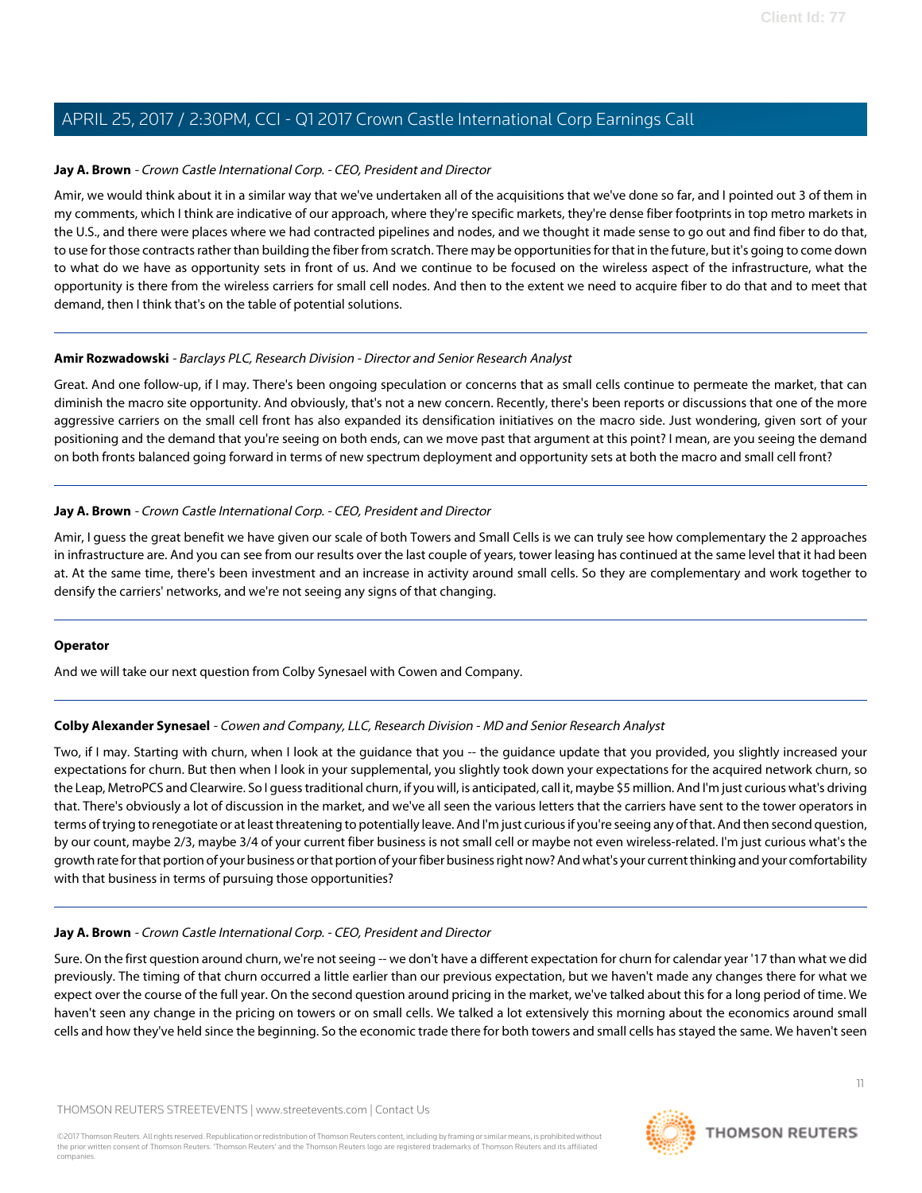**Jay A. Brown** - *Crown Castle International Corp. - CEO, President and Director*

Amir, we would think about it in a similar way that we've undertaken all of the acquisitions that we've done so far, and I pointed out 3 of them in my comments, which I think are indicative of our approach, where they're specific markets, they're dense fiber footprints in top metro markets in the U.S., and there were places where we had contracted pipelines and nodes, and we thought it made sense to go out and find fiber to do that, to use for those contracts rather than building the fiber from scratch. There may be opportunities for that in the future, but it's going to come down to what do we have as opportunity sets in front of us. And we continue to be focused on the wireless aspect of the infrastructure, what the opportunity is there from the wireless carriers for small cell nodes. And then to the extent we need to acquire fiber to do that and to meet that demand, then I think that's on the table of potential solutions.

---

**Amir Rozwadowski** - *Barclays PLC, Research Division - Director and Senior Research Analyst*

Great. And one follow-up, if I may. There's been ongoing speculation or concerns that as small cells continue to permeate the market, that can diminish the macro site opportunity. And obviously, that's not a new concern. Recently, there's been reports or discussions that one of the more aggressive carriers on the small cell front has also expanded its densification initiatives on the macro side. Just wondering, given sort of your positioning and the demand that you're seeing on both ends, can we move past that argument at this point? I mean, are you seeing the demand on both fronts balanced going forward in terms of new spectrum deployment and opportunity sets at both the macro and small cell front?

---

**Jay A. Brown** - *Crown Castle International Corp. - CEO, President and Director*

Amir, I guess the great benefit we have given our scale of both Towers and Small Cells is we can truly see how complementary the 2 approaches in infrastructure are. And you can see from our results over the last couple of years, tower leasing has continued at the same level that it had been at. At the same time, there's been investment and an increase in activity around small cells. So they are complementary and work together to densify the carriers' networks, and we're not seeing any signs of that changing.

---

**Operator**

And we will take our next question from Colby Synesael with Cowen and Company.

---

**Colby Alexander Synesael** - *Cowen and Company, LLC, Research Division - MD and Senior Research Analyst*

Two, if I may. Starting with churn, when I look at the guidance that you -- the guidance update that you provided, you slightly increased your expectations for churn. But then when I look in your supplemental, you slightly took down your expectations for the acquired network churn, so the Leap, MetroPCS and Clearwire. So I guess traditional churn, if you will, is anticipated, call it, maybe $5 million. And I'm just curious what's driving that. There's obviously a lot of discussion in the market, and we've all seen the various letters that the carriers have sent to the tower operators in terms of trying to renegotiate or at least threatening to potentially leave. And I'm just curious if you're seeing any of that. And then second question, by our count, maybe 2/3, maybe 3/4 of your current fiber business is not small cell or maybe not even wireless-related. I'm just curious what's the growth rate for that portion of your business or that portion of your fiber business right now? And what's your current thinking and your comfortability with that business in terms of pursuing those opportunities?

---

**Jay A. Brown** - *Crown Castle International Corp. - CEO, President and Director*

Sure. On the first question around churn, we're not seeing -- we don't have a different expectation for churn for calendar year '17 than what we did previously. The timing of that churn occurred a little earlier than our previous expectation, but we haven't made any changes there for what we expect over the course of the full year. On the second question around pricing in the market, we've talked about this for a long period of time. We haven't seen any change in the pricing on towers or on small cells. We talked a lot extensively this morning about the economics around small cells and how they've held since the beginning. So the economic trade there for both towers and small cells has stayed the same. We haven't seen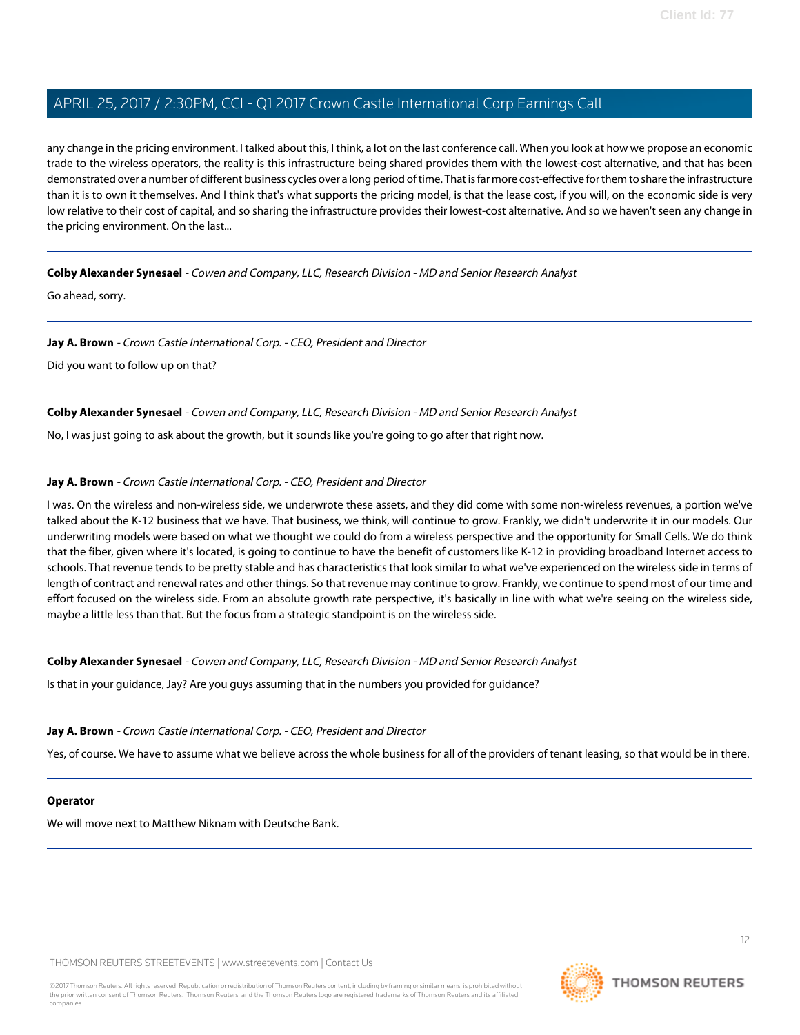any change in the pricing environment. I talked about this, I think, a lot on the last conference call. When you look at how we propose an economic trade to the wireless operators, the reality is this infrastructure being shared provides them with the lowest-cost alternative, and that has been demonstrated over a number of different business cycles over a long period of time. That is far more cost-effective for them to share the infrastructure than it is to own it themselves. And I think that's what supports the pricing model, is that the lease cost, if you will, on the economic side is very low relative to their cost of capital, and so sharing the infrastructure provides their lowest-cost alternative. And so we haven't seen any change in the pricing environment. On the last...

---

**Colby Alexander Synesael** - *Cowen and Company, LLC, Research Division - MD and Senior Research Analyst*

Go ahead, sorry.

---

**Jay A. Brown** - *Crown Castle International Corp. - CEO, President and Director*

Did you want to follow up on that?

---

**Colby Alexander Synesael** - *Cowen and Company, LLC, Research Division - MD and Senior Research Analyst*

No, I was just going to ask about the growth, but it sounds like you're going to go after that right now.

---

**Jay A. Brown** - *Crown Castle International Corp. - CEO, President and Director*

I was. On the wireless and non-wireless side, we underwrote these assets, and they did come with some non-wireless revenues, a portion we've talked about the K-12 business that we have. That business, we think, will continue to grow. Frankly, we didn't underwrite it in our models. Our underwriting models were based on what we thought we could do from a wireless perspective and the opportunity for Small Cells. We do think that the fiber, given where it's located, is going to continue to have the benefit of customers like K-12 in providing broadband Internet access to schools. That revenue tends to be pretty stable and has characteristics that look similar to what we've experienced on the wireless side in terms of length of contract and renewal rates and other things. So that revenue may continue to grow. Frankly, we continue to spend most of our time and effort focused on the wireless side. From an absolute growth rate perspective, it's basically in line with what we're seeing on the wireless side, maybe a little less than that. But the focus from a strategic standpoint is on the wireless side.

---

**Colby Alexander Synesael** - *Cowen and Company, LLC, Research Division - MD and Senior Research Analyst*

Is that in your guidance, Jay? Are you guys assuming that in the numbers you provided for guidance?

---

**Jay A. Brown** - *Crown Castle International Corp. - CEO, President and Director*

Yes, of course. We have to assume what we believe across the whole business for all of the providers of tenant leasing, so that would be in there.

---

**Operator**

We will move next to Matthew Niknam with Deutsche Bank.

---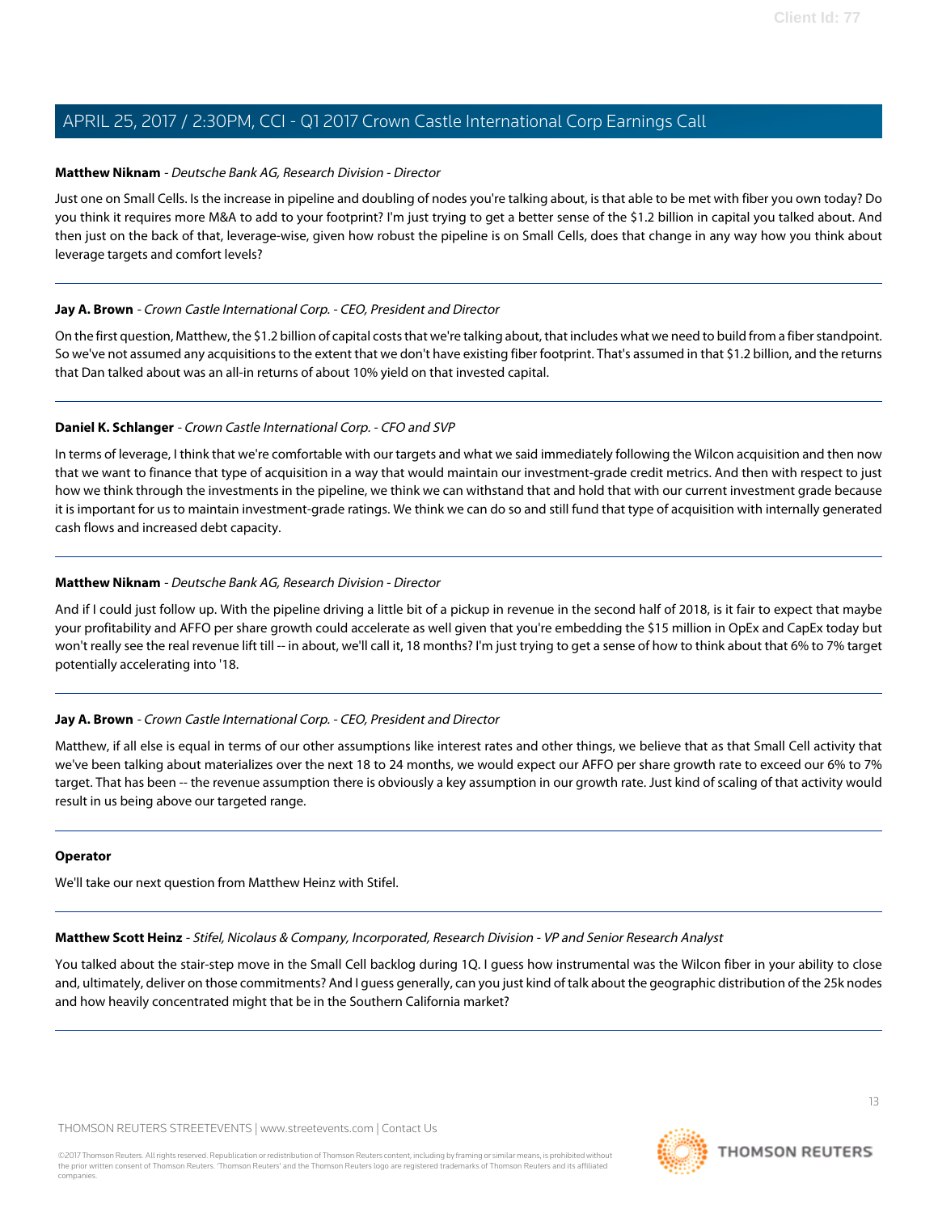**Matthew Niknam** - *Deutsche Bank AG, Research Division - Director*

Just one on Small Cells. Is the increase in pipeline and doubling of nodes you're talking about, is that able to be met with fiber you own today? Do you think it requires more M&A to add to your footprint? I'm just trying to get a better sense of the $1.2 billion in capital you talked about. And then just on the back of that, leverage-wise, given how robust the pipeline is on Small Cells, does that change in any way how you think about leverage targets and comfort levels?

---

**Jay A. Brown** - *Crown Castle International Corp. - CEO, President and Director*

On the first question, Matthew, the $1.2 billion of capital costs that we're talking about, that includes what we need to build from a fiber standpoint. So we've not assumed any acquisitions to the extent that we don't have existing fiber footprint. That's assumed in that $1.2 billion, and the returns that Dan talked about was an all-in returns of about 10% yield on that invested capital.

---

**Daniel K. Schlanger** - *Crown Castle International Corp. - CFO and SVP*

In terms of leverage, I think that we're comfortable with our targets and what we said immediately following the Wilcon acquisition and then now that we want to finance that type of acquisition in a way that would maintain our investment-grade credit metrics. And then with respect to just how we think through the investments in the pipeline, we think we can withstand that and hold that with our current investment grade because it is important for us to maintain investment-grade ratings. We think we can do so and still fund that type of acquisition with internally generated cash flows and increased debt capacity.

---

**Matthew Niknam** - *Deutsche Bank AG, Research Division - Director*

And if I could just follow up. With the pipeline driving a little bit of a pickup in revenue in the second half of 2018, is it fair to expect that maybe your profitability and AFFO per share growth could accelerate as well given that you're embedding the $15 million in OpEx and CapEx today but won't really see the real revenue lift till -- in about, we'll call it, 18 months? I'm just trying to get a sense of how to think about that 6% to 7% target potentially accelerating into '18.

---

**Jay A. Brown** - *Crown Castle International Corp. - CEO, President and Director*

Matthew, if all else is equal in terms of our other assumptions like interest rates and other things, we believe that as that Small Cell activity that we've been talking about materializes over the next 18 to 24 months, we would expect our AFFO per share growth rate to exceed our 6% to 7% target. That has been -- the revenue assumption there is obviously a key assumption in our growth rate. Just kind of scaling of that activity would result in us being above our targeted range.

---

**Operator**

We'll take our next question from Matthew Heinz with Stifel.

---

**Matthew Scott Heinz** - *Stifel, Nicolaus & Company, Incorporated, Research Division - VP and Senior Research Analyst*

You talked about the stair-step move in the Small Cell backlog during 1Q. I guess how instrumental was the Wilcon fiber in your ability to close and, ultimately, deliver on those commitments? And I guess generally, can you just kind of talk about the geographic distribution of the 25k nodes and how heavily concentrated might that be in the Southern California market?

---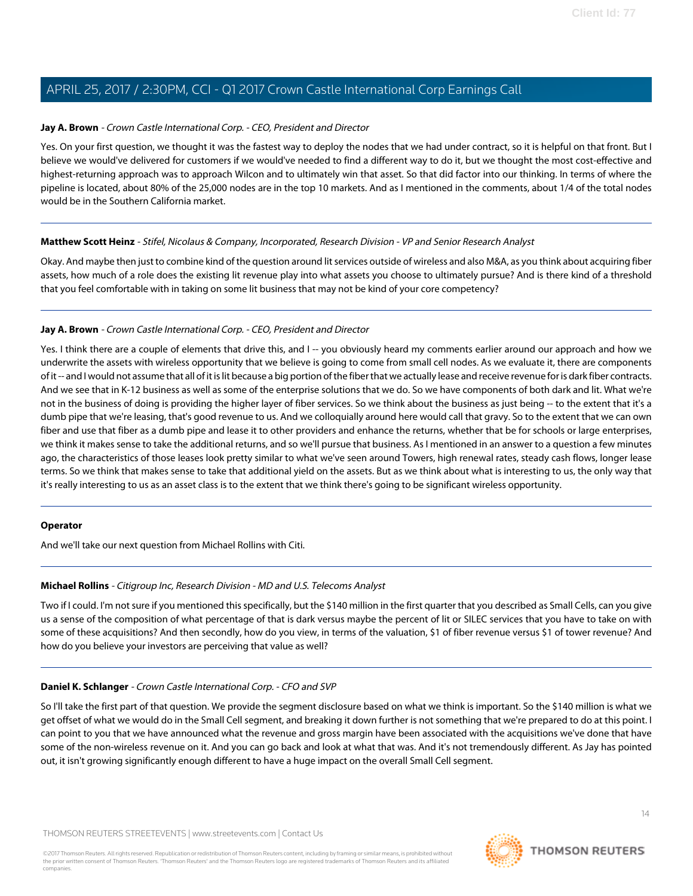**Jay A. Brown** - *Crown Castle International Corp. - CEO, President and Director*

Yes. On your first question, we thought it was the fastest way to deploy the nodes that we had under contract, so it is helpful on that front. But I believe we would've delivered for customers if we would've needed to find a different way to do it, but we thought the most cost-effective and highest-returning approach was to approach Wilcon and to ultimately win that asset. So that did factor into our thinking. In terms of where the pipeline is located, about 80% of the 25,000 nodes are in the top 10 markets. And as I mentioned in the comments, about 1/4 of the total nodes would be in the Southern California market.

---

**Matthew Scott Heinz** - *Stifel, Nicolaus & Company, Incorporated, Research Division - VP and Senior Research Analyst*

Okay. And maybe then just to combine kind of the question around lit services outside of wireless and also M&A, as you think about acquiring fiber assets, how much of a role does the existing lit revenue play into what assets you choose to ultimately pursue? And is there kind of a threshold that you feel comfortable with in taking on some lit business that may not be kind of your core competency?

---

**Jay A. Brown** - *Crown Castle International Corp. - CEO, President and Director*

Yes. I think there are a couple of elements that drive this, and I -- you obviously heard my comments earlier around our approach and how we underwrite the assets with wireless opportunity that we believe is going to come from small cell nodes. As we evaluate it, there are components of it -- and I would not assume that all of it is lit because a big portion of the fiber that we actually lease and receive revenue for is dark fiber contracts. And we see that in K-12 business as well as some of the enterprise solutions that we do. So we have components of both dark and lit. What we're not in the business of doing is providing the higher layer of fiber services. So we think about the business as just being -- to the extent that it's a dumb pipe that we're leasing, that's good revenue to us. And we colloquially around here would call that gravy. So to the extent that we can own fiber and use that fiber as a dumb pipe and lease it to other providers and enhance the returns, whether that be for schools or large enterprises, we think it makes sense to take the additional returns, and so we'll pursue that business. As I mentioned in an answer to a question a few minutes ago, the characteristics of those leases look pretty similar to what we've seen around Towers, high renewal rates, steady cash flows, longer lease terms. So we think that makes sense to take that additional yield on the assets. But as we think about what is interesting to us, the only way that it's really interesting to us as an asset class is to the extent that we think there's going to be significant wireless opportunity.

---

**Operator**

And we'll take our next question from Michael Rollins with Citi.

---

**Michael Rollins** - *Citigroup Inc, Research Division - MD and U.S. Telecoms Analyst*

Two if I could. I'm not sure if you mentioned this specifically, but the $140 million in the first quarter that you described as Small Cells, can you give us a sense of the composition of what percentage of that is dark versus maybe the percent of lit or SILEC services that you have to take on with some of these acquisitions? And then secondly, how do you view, in terms of the valuation, $1 of fiber revenue versus $1 of tower revenue? And how do you believe your investors are perceiving that value as well?

---

**Daniel K. Schlanger** - *Crown Castle International Corp. - CFO and SVP*

So I'll take the first part of that question. We provide the segment disclosure based on what we think is important. So the $140 million is what we get offset of what we would do in the Small Cell segment, and breaking it down further is not something that we're prepared to do at this point. I can point to you that we have announced what the revenue and gross margin have been associated with the acquisitions we've done that have some of the non-wireless revenue on it. And you can go back and look at what that was. And it's not tremendously different. As Jay has pointed out, it isn't growing significantly enough different to have a huge impact on the overall Small Cell segment.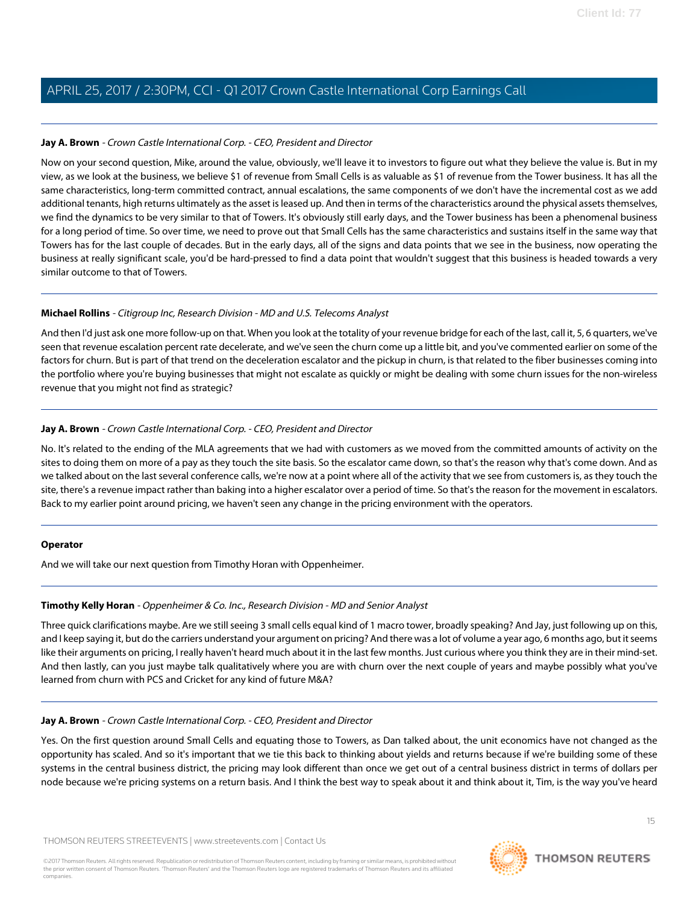**Jay A. Brown** - *Crown Castle International Corp. - CEO, President and Director*

Now on your second question, Mike, around the value, obviously, we'll leave it to investors to figure out what they believe the value is. But in my view, as we look at the business, we believe $1 of revenue from Small Cells is as valuable as $1 of revenue from the Tower business. It has all the same characteristics, long-term committed contract, annual escalations, the same components of we don't have the incremental cost as we add additional tenants, high returns ultimately as the asset is leased up. And then in terms of the characteristics around the physical assets themselves, we find the dynamics to be very similar to that of Towers. It's obviously still early days, and the Tower business has been a phenomenal business for a long period of time. So over time, we need to prove out that Small Cells has the same characteristics and sustains itself in the same way that Towers has for the last couple of decades. But in the early days, all of the signs and data points that we see in the business, now operating the business at really significant scale, you'd be hard-pressed to find a data point that wouldn't suggest that this business is headed towards a very similar outcome to that of Towers.

---

**Michael Rollins** - *Citigroup Inc, Research Division - MD and U.S. Telecoms Analyst*

And then I'd just ask one more follow-up on that. When you look at the totality of your revenue bridge for each of the last, call it, 5, 6 quarters, we've seen that revenue escalation percent rate decelerate, and we've seen the churn come up a little bit, and you've commented earlier on some of the factors for churn. But is part of that trend on the deceleration escalator and the pickup in churn, is that related to the fiber businesses coming into the portfolio where you're buying businesses that might not escalate as quickly or might be dealing with some churn issues for the non-wireless revenue that you might not find as strategic?

---

**Jay A. Brown** - *Crown Castle International Corp. - CEO, President and Director*

No. It's related to the ending of the MLA agreements that we had with customers as we moved from the committed amounts of activity on the sites to doing them on more of a pay as they touch the site basis. So the escalator came down, so that's the reason why that's come down. And as we talked about on the last several conference calls, we're now at a point where all of the activity that we see from customers is, as they touch the site, there's a revenue impact rather than baking into a higher escalator over a period of time. So that's the reason for the movement in escalators. Back to my earlier point around pricing, we haven't seen any change in the pricing environment with the operators.

---

**Operator**

And we will take our next question from Timothy Horan with Oppenheimer.

---

**Timothy Kelly Horan** - *Oppenheimer & Co. Inc., Research Division - MD and Senior Analyst*

Three quick clarifications maybe. Are we still seeing 3 small cells equal kind of 1 macro tower, broadly speaking? And Jay, just following up on this, and I keep saying it, but do the carriers understand your argument on pricing? And there was a lot of volume a year ago, 6 months ago, but it seems like their arguments on pricing, I really haven't heard much about it in the last few months. Just curious where you think they are in their mind-set. And then lastly, can you just maybe talk qualitatively where you are with churn over the next couple of years and maybe possibly what you've learned from churn with PCS and Cricket for any kind of future M&A?

---

**Jay A. Brown** - *Crown Castle International Corp. - CEO, President and Director*

Yes. On the first question around Small Cells and equating those to Towers, as Dan talked about, the unit economics have not changed as the opportunity has scaled. And so it's important that we tie this back to thinking about yields and returns because if we're building some of these systems in the central business district, the pricing may look different than once we get out of a central business district in terms of dollars per node because we're pricing systems on a return basis. And I think the best way to speak about it and think about it, Tim, is the way you've heard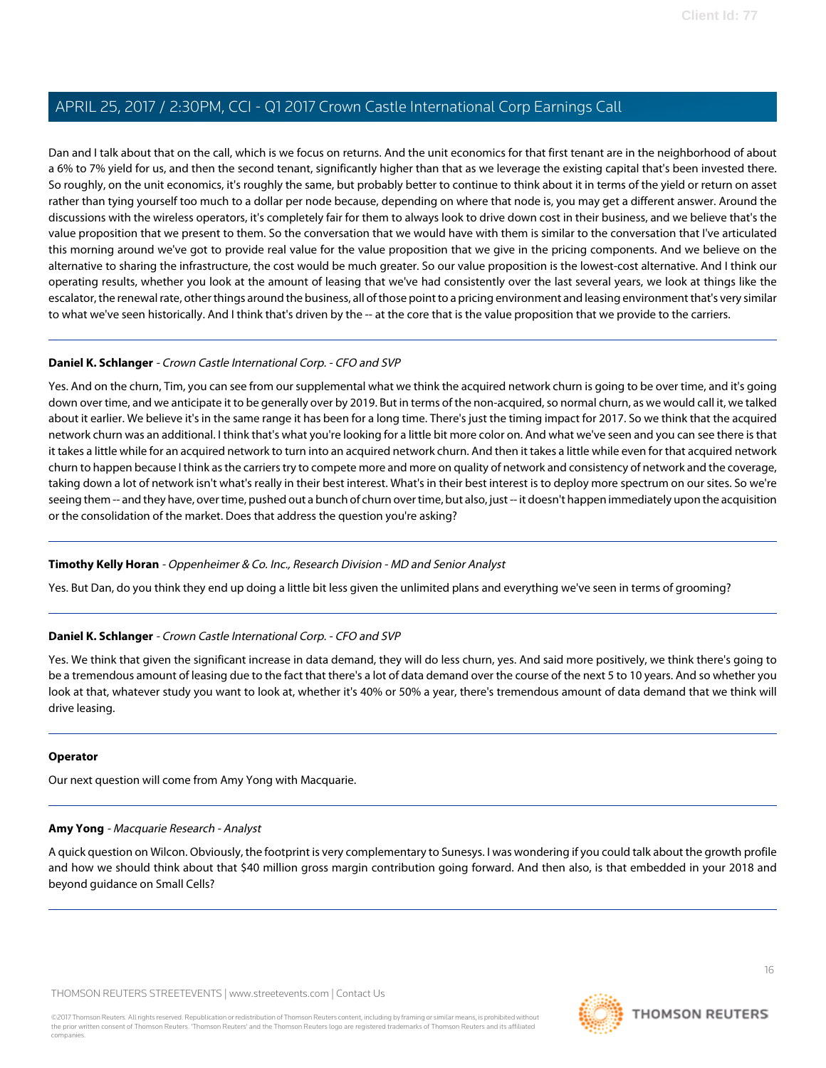Dan and I talk about that on the call, which is we focus on returns. And the unit economics for that first tenant are in the neighborhood of about a 6% to 7% yield for us, and then the second tenant, significantly higher than that as we leverage the existing capital that's been invested there. So roughly, on the unit economics, it's roughly the same, but probably better to continue to think about it in terms of the yield or return on asset rather than tying yourself too much to a dollar per node because, depending on where that node is, you may get a different answer. Around the discussions with the wireless operators, it's completely fair for them to always look to drive down cost in their business, and we believe that's the value proposition that we present to them. So the conversation that we would have with them is similar to the conversation that I've articulated this morning around we've got to provide real value for the value proposition that we give in the pricing components. And we believe on the alternative to sharing the infrastructure, the cost would be much greater. So our value proposition is the lowest-cost alternative. And I think our operating results, whether you look at the amount of leasing that we've had consistently over the last several years, we look at things like the escalator, the renewal rate, other things around the business, all of those point to a pricing environment and leasing environment that's very similar to what we've seen historically. And I think that's driven by the -- at the core that is the value proposition that we provide to the carriers.

**Daniel K. Schlanger** - *Crown Castle International Corp. - CFO and SVP*

Yes. And on the churn, Tim, you can see from our supplemental what we think the acquired network churn is going to be over time, and it's going down over time, and we anticipate it to be generally over by 2019. But in terms of the non-acquired, so normal churn, as we would call it, we talked about it earlier. We believe it's in the same range it has been for a long time. There's just the timing impact for 2017. So we think that the acquired network churn was an additional. I think that's what you're looking for a little bit more color on. And what we've seen and you can see there is that it takes a little while for an acquired network to turn into an acquired network churn. And then it takes a little while even for that acquired network churn to happen because I think as the carriers try to compete more and more on quality of network and consistency of network and the coverage, taking down a lot of network isn't what's really in their best interest. What's in their best interest is to deploy more spectrum on our sites. So we're seeing them -- and they have, over time, pushed out a bunch of churn over time, but also, just -- it doesn't happen immediately upon the acquisition or the consolidation of the market. Does that address the question you're asking?

**Timothy Kelly Horan** - *Oppenheimer & Co. Inc., Research Division - MD and Senior Analyst*

Yes. But Dan, do you think they end up doing a little bit less given the unlimited plans and everything we've seen in terms of grooming?

**Daniel K. Schlanger** - *Crown Castle International Corp. - CFO and SVP*

Yes. We think that given the significant increase in data demand, they will do less churn, yes. And said more positively, we think there's going to be a tremendous amount of leasing due to the fact that there's a lot of data demand over the course of the next 5 to 10 years. And so whether you look at that, whatever study you want to look at, whether it's 40% or 50% a year, there's tremendous amount of data demand that we think will drive leasing.

**Operator**

Our next question will come from Amy Yong with Macquarie.

**Amy Yong** - *Macquarie Research - Analyst*

A quick question on Wilcon. Obviously, the footprint is very complementary to Sunesys. I was wondering if you could talk about the growth profile and how we should think about that $40 million gross margin contribution going forward. And then also, is that embedded in your 2018 and beyond guidance on Small Cells?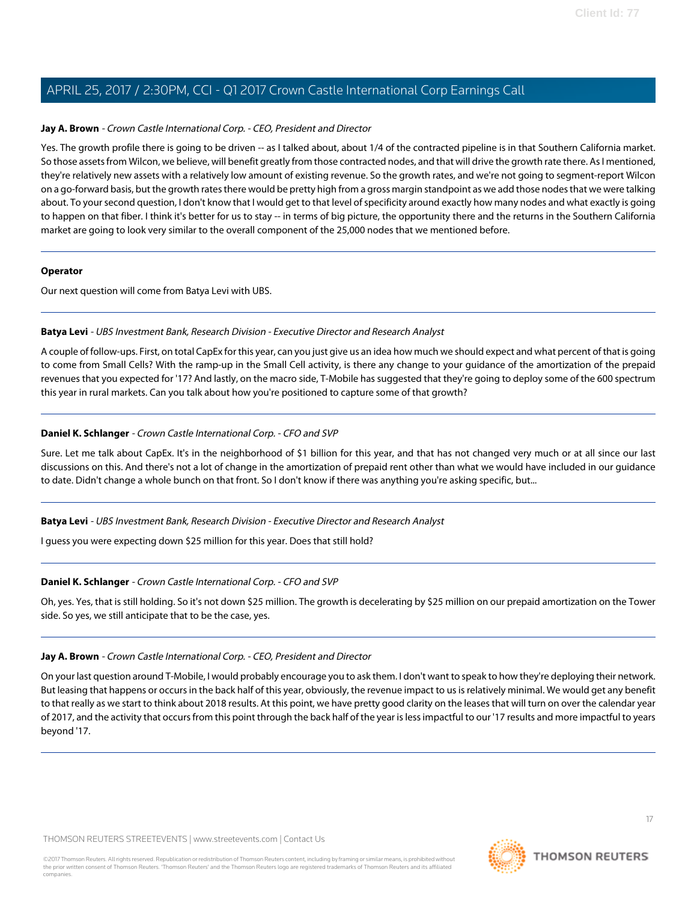**Jay A. Brown** - *Crown Castle International Corp. - CEO, President and Director*

Yes. The growth profile there is going to be driven -- as I talked about, about 1/4 of the contracted pipeline is in that Southern California market. So those assets from Wilcon, we believe, will benefit greatly from those contracted nodes, and that will drive the growth rate there. As I mentioned, they're relatively new assets with a relatively low amount of existing revenue. So the growth rates, and we're not going to segment-report Wilcon on a go-forward basis, but the growth rates there would be pretty high from a gross margin standpoint as we add those nodes that we were talking about. To your second question, I don't know that I would get to that level of specificity around exactly how many nodes and what exactly is going to happen on that fiber. I think it's better for us to stay -- in terms of big picture, the opportunity there and the returns in the Southern California market are going to look very similar to the overall component of the 25,000 nodes that we mentioned before.

---

**Operator**

Our next question will come from Batya Levi with UBS.

---

**Batya Levi** - *UBS Investment Bank, Research Division - Executive Director and Research Analyst*

A couple of follow-ups. First, on total CapEx for this year, can you just give us an idea how much we should expect and what percent of that is going to come from Small Cells? With the ramp-up in the Small Cell activity, is there any change to your guidance of the amortization of the prepaid revenues that you expected for '17? And lastly, on the macro side, T-Mobile has suggested that they're going to deploy some of the 600 spectrum this year in rural markets. Can you talk about how you're positioned to capture some of that growth?

---

**Daniel K. Schlanger** - *Crown Castle International Corp. - CFO and SVP*

Sure. Let me talk about CapEx. It's in the neighborhood of $1 billion for this year, and that has not changed very much or at all since our last discussions on this. And there's not a lot of change in the amortization of prepaid rent other than what we would have included in our guidance to date. Didn't change a whole bunch on that front. So I don't know if there was anything you're asking specific, but...

---

**Batya Levi** - *UBS Investment Bank, Research Division - Executive Director and Research Analyst*

I guess you were expecting down $25 million for this year. Does that still hold?

---

**Daniel K. Schlanger** - *Crown Castle International Corp. - CFO and SVP*

Oh, yes. Yes, that is still holding. So it's not down $25 million. The growth is decelerating by $25 million on our prepaid amortization on the Tower side. So yes, we still anticipate that to be the case, yes.

---

**Jay A. Brown** - *Crown Castle International Corp. - CEO, President and Director*

On your last question around T-Mobile, I would probably encourage you to ask them. I don't want to speak to how they're deploying their network. But leasing that happens or occurs in the back half of this year, obviously, the revenue impact to us is relatively minimal. We would get any benefit to that really as we start to think about 2018 results. At this point, we have pretty good clarity on the leases that will turn on over the calendar year of 2017, and the activity that occurs from this point through the back half of the year is less impactful to our '17 results and more impactful to years beyond '17.

---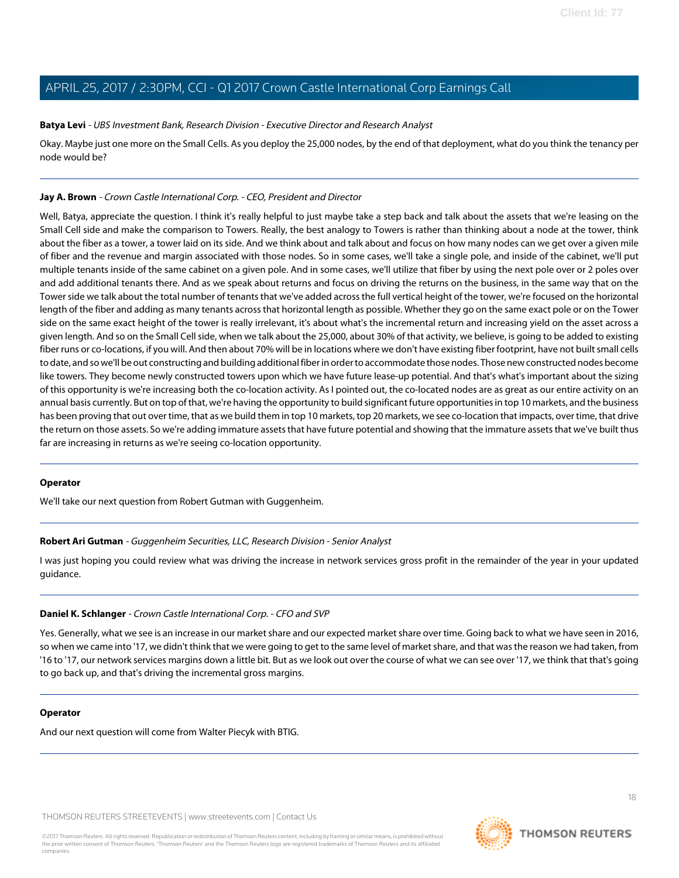**Batya Levi** - *UBS Investment Bank, Research Division - Executive Director and Research Analyst*

Okay. Maybe just one more on the Small Cells. As you deploy the 25,000 nodes, by the end of that deployment, what do you think the tenancy per node would be?

---

**Jay A. Brown** - *Crown Castle International Corp. - CEO, President and Director*

Well, Batya, appreciate the question. I think it's really helpful to just maybe take a step back and talk about the assets that we're leasing on the Small Cell side and make the comparison to Towers. Really, the best analogy to Towers is rather than thinking about a node at the tower, think about the fiber as a tower, a tower laid on its side. And we think about and talk about and focus on how many nodes can we get over a given mile of fiber and the revenue and margin associated with those nodes. So in some cases, we'll take a single pole, and inside of the cabinet, we'll put multiple tenants inside of the same cabinet on a given pole. And in some cases, we'll utilize that fiber by using the next pole over or 2 poles over and add additional tenants there. And as we speak about returns and focus on driving the returns on the business, in the same way that on the Tower side we talk about the total number of tenants that we've added across the full vertical height of the tower, we're focused on the horizontal length of the fiber and adding as many tenants across that horizontal length as possible. Whether they go on the same exact pole or on the Tower side on the same exact height of the tower is really irrelevant, it's about what's the incremental return and increasing yield on the asset across a given length. And so on the Small Cell side, when we talk about the 25,000, about 30% of that activity, we believe, is going to be added to existing fiber runs or co-locations, if you will. And then about 70% will be in locations where we don't have existing fiber footprint, have not built small cells to date, and so we'll be out constructing and building additional fiber in order to accommodate those nodes. Those new constructed nodes become like towers. They become newly constructed towers upon which we have future lease-up potential. And that's what's important about the sizing of this opportunity is we're increasing both the co-location activity. As I pointed out, the co-located nodes are as great as our entire activity on an annual basis currently. But on top of that, we're having the opportunity to build significant future opportunities in top 10 markets, and the business has been proving that out over time, that as we build them in top 10 markets, top 20 markets, we see co-location that impacts, over time, that drive the return on those assets. So we're adding immature assets that have future potential and showing that the immature assets that we've built thus far are increasing in returns as we're seeing co-location opportunity.

---

**Operator**

We'll take our next question from Robert Gutman with Guggenheim.

---

**Robert Ari Gutman** - *Guggenheim Securities, LLC, Research Division - Senior Analyst*

I was just hoping you could review what was driving the increase in network services gross profit in the remainder of the year in your updated guidance.

---

**Daniel K. Schlanger** - *Crown Castle International Corp. - CFO and SVP*

Yes. Generally, what we see is an increase in our market share and our expected market share over time. Going back to what we have seen in 2016, so when we came into '17, we didn't think that we were going to get to the same level of market share, and that was the reason we had taken, from '16 to '17, our network services margins down a little bit. But as we look out over the course of what we can see over '17, we think that that's going to go back up, and that's driving the incremental gross margins.

---

**Operator**

And our next question will come from Walter Piecyk with BTIG.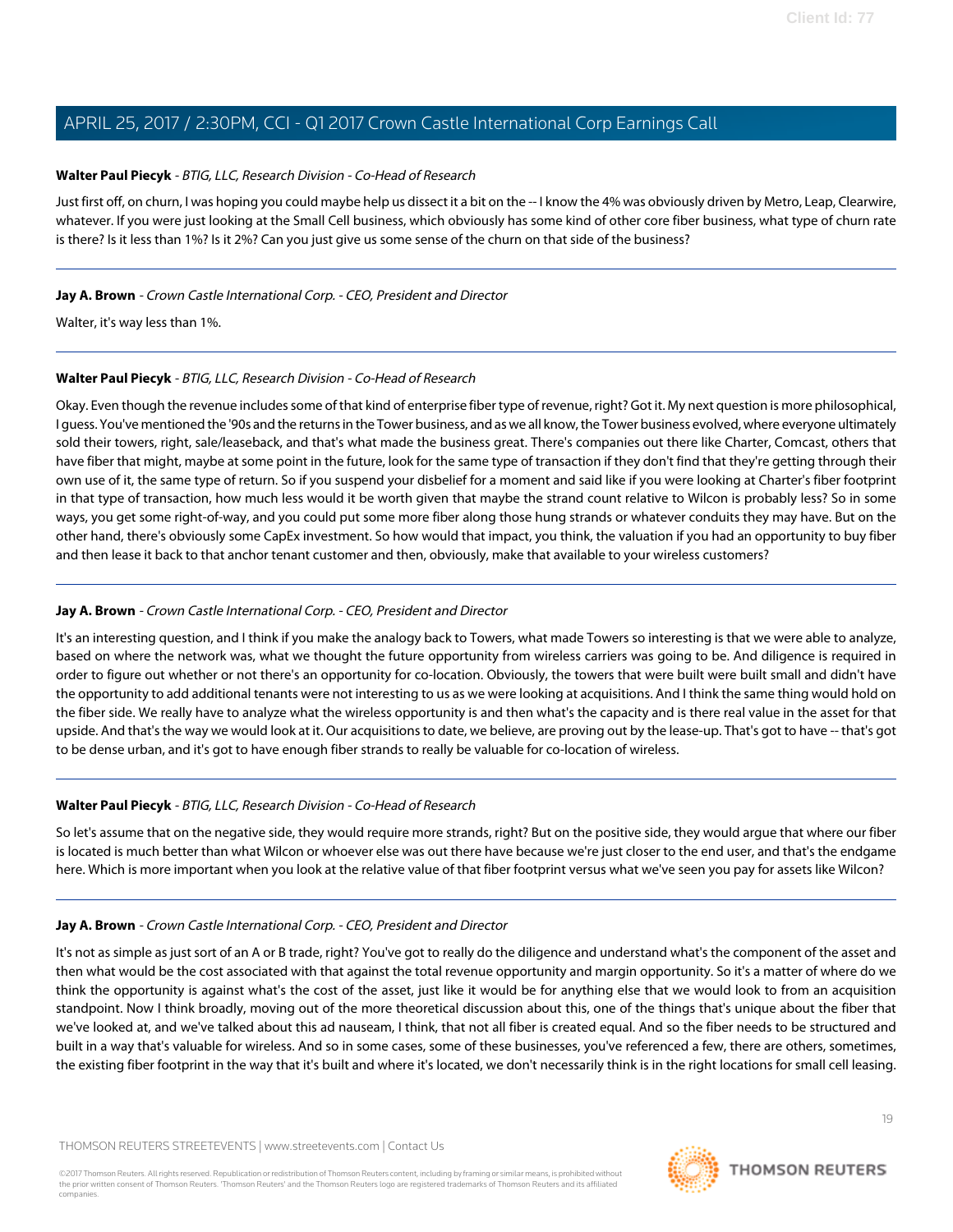**Walter Paul Piecyk** - *BTIG, LLC, Research Division - Co-Head of Research*

Just first off, on churn, I was hoping you could maybe help us dissect it a bit on the -- I know the 4% was obviously driven by Metro, Leap, Clearwire, whatever. If you were just looking at the Small Cell business, which obviously has some kind of other core fiber business, what type of churn rate is there? Is it less than 1%? Is it 2%? Can you just give us some sense of the churn on that side of the business?

---

**Jay A. Brown** - *Crown Castle International Corp. - CEO, President and Director*

Walter, it's way less than 1%.

---

**Walter Paul Piecyk** - *BTIG, LLC, Research Division - Co-Head of Research*

Okay. Even though the revenue includes some of that kind of enterprise fiber type of revenue, right? Got it. My next question is more philosophical, I guess. You've mentioned the '90s and the returns in the Tower business, and as we all know, the Tower business evolved, where everyone ultimately sold their towers, right, sale/leaseback, and that's what made the business great. There's companies out there like Charter, Comcast, others that have fiber that might, maybe at some point in the future, look for the same type of transaction if they don't find that they're getting through their own use of it, the same type of return. So if you suspend your disbelief for a moment and said like if you were looking at Charter's fiber footprint in that type of transaction, how much less would it be worth given that maybe the strand count relative to Wilcon is probably less? So in some ways, you get some right-of-way, and you could put some more fiber along those hung strands or whatever conduits they may have. But on the other hand, there's obviously some CapEx investment. So how would that impact, you think, the valuation if you had an opportunity to buy fiber and then lease it back to that anchor tenant customer and then, obviously, make that available to your wireless customers?

---

**Jay A. Brown** - *Crown Castle International Corp. - CEO, President and Director*

It's an interesting question, and I think if you make the analogy back to Towers, what made Towers so interesting is that we were able to analyze, based on where the network was, what we thought the future opportunity from wireless carriers was going to be. And diligence is required in order to figure out whether or not there's an opportunity for co-location. Obviously, the towers that were built were built small and didn't have the opportunity to add additional tenants were not interesting to us as we were looking at acquisitions. And I think the same thing would hold on the fiber side. We really have to analyze what the wireless opportunity is and then what's the capacity and is there real value in the asset for that upside. And that's the way we would look at it. Our acquisitions to date, we believe, are proving out by the lease-up. That's got to have -- that's got to be dense urban, and it's got to have enough fiber strands to really be valuable for co-location of wireless.

---

**Walter Paul Piecyk** - *BTIG, LLC, Research Division - Co-Head of Research*

So let's assume that on the negative side, they would require more strands, right? But on the positive side, they would argue that where our fiber is located is much better than what Wilcon or whoever else was out there have because we're just closer to the end user, and that's the endgame here. Which is more important when you look at the relative value of that fiber footprint versus what we've seen you pay for assets like Wilcon?

---

**Jay A. Brown** - *Crown Castle International Corp. - CEO, President and Director*

It's not as simple as just sort of an A or B trade, right? You've got to really do the diligence and understand what's the component of the asset and then what would be the cost associated with that against the total revenue opportunity and margin opportunity. So it's a matter of where do we think the opportunity is against what's the cost of the asset, just like it would be for anything else that we would look to from an acquisition standpoint. Now I think broadly, moving out of the more theoretical discussion about this, one of the things that's unique about the fiber that we've looked at, and we've talked about this ad nauseam, I think, that not all fiber is created equal. And so the fiber needs to be structured and built in a way that's valuable for wireless. And so in some cases, some of these businesses, you've referenced a few, there are others, sometimes, the existing fiber footprint in the way that it's built and where it's located, we don't necessarily think is in the right locations for small cell leasing.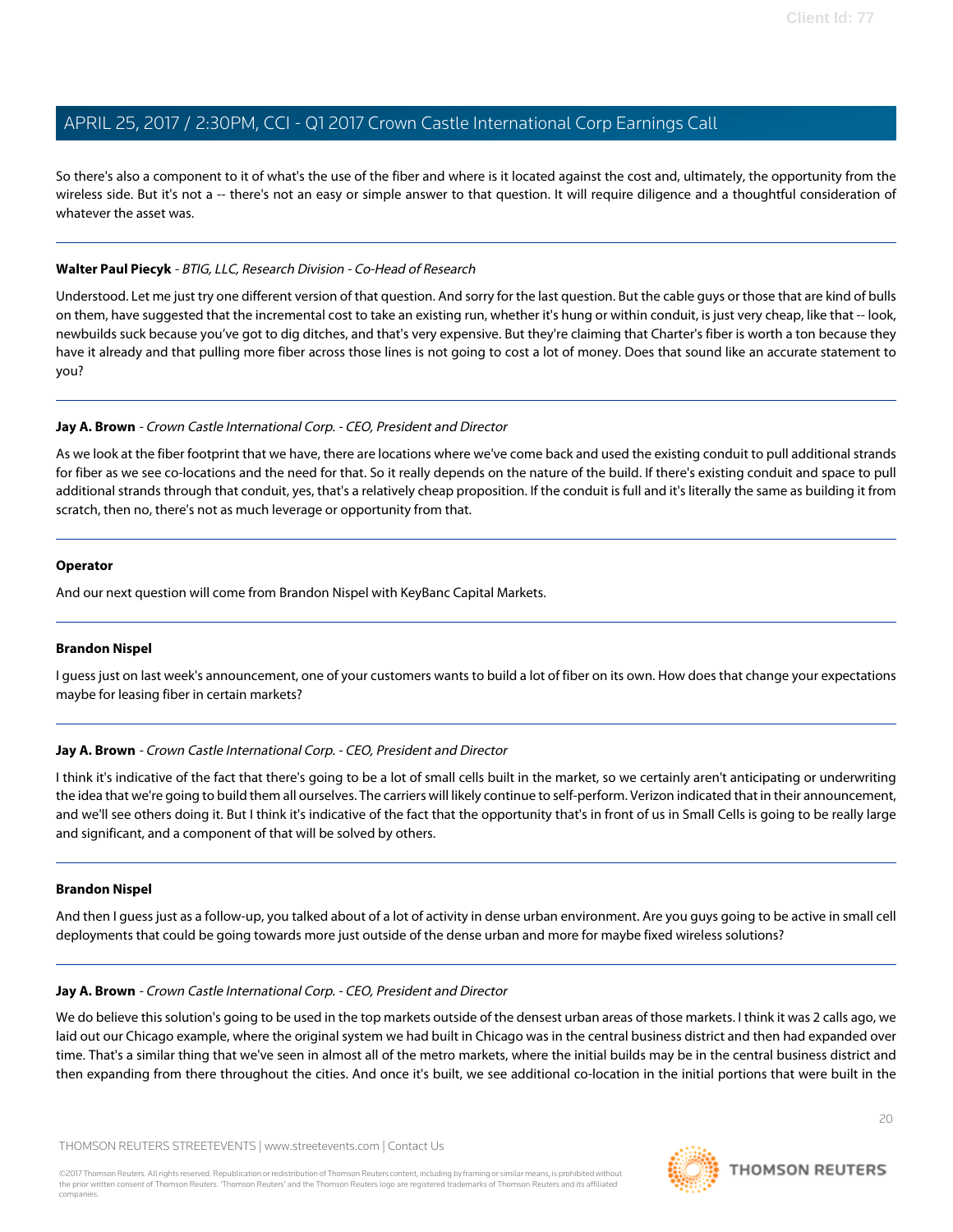So there's also a component to it of what's the use of the fiber and where is it located against the cost and, ultimately, the opportunity from the wireless side. But it's not a -- there's not an easy or simple answer to that question. It will require diligence and a thoughtful consideration of whatever the asset was.

---

**Walter Paul Piecyk** - *BTIG, LLC, Research Division - Co-Head of Research*

Understood. Let me just try one different version of that question. And sorry for the last question. But the cable guys or those that are kind of bulls on them, have suggested that the incremental cost to take an existing run, whether it's hung or within conduit, is just very cheap, like that -- look, newbuilds suck because you've got to dig ditches, and that's very expensive. But they're claiming that Charter's fiber is worth a ton because they have it already and that pulling more fiber across those lines is not going to cost a lot of money. Does that sound like an accurate statement to you?

---

**Jay A. Brown** - *Crown Castle International Corp. - CEO, President and Director*

As we look at the fiber footprint that we have, there are locations where we've come back and used the existing conduit to pull additional strands for fiber as we see co-locations and the need for that. So it really depends on the nature of the build. If there's existing conduit and space to pull additional strands through that conduit, yes, that's a relatively cheap proposition. If the conduit is full and it's literally the same as building it from scratch, then no, there's not as much leverage or opportunity from that.

---

**Operator**

And our next question will come from Brandon Nispel with KeyBanc Capital Markets.

---

**Brandon Nispel**

I guess just on last week's announcement, one of your customers wants to build a lot of fiber on its own. How does that change your expectations maybe for leasing fiber in certain markets?

---

**Jay A. Brown** - *Crown Castle International Corp. - CEO, President and Director*

I think it's indicative of the fact that there's going to be a lot of small cells built in the market, so we certainly aren't anticipating or underwriting the idea that we're going to build them all ourselves. The carriers will likely continue to self-perform. Verizon indicated that in their announcement, and we'll see others doing it. But I think it's indicative of the fact that the opportunity that's in front of us in Small Cells is going to be really large and significant, and a component of that will be solved by others.

---

**Brandon Nispel**

And then I guess just as a follow-up, you talked about of a lot of activity in dense urban environment. Are you guys going to be active in small cell deployments that could be going towards more just outside of the dense urban and more for maybe fixed wireless solutions?

---

**Jay A. Brown** - *Crown Castle International Corp. - CEO, President and Director*

We do believe this solution's going to be used in the top markets outside of the densest urban areas of those markets. I think it was 2 calls ago, we laid out our Chicago example, where the original system we had built in Chicago was in the central business district and then had expanded over time. That's a similar thing that we've seen in almost all of the metro markets, where the initial builds may be in the central business district and then expanding from there throughout the cities. And once it's built, we see additional co-location in the initial portions that were built in the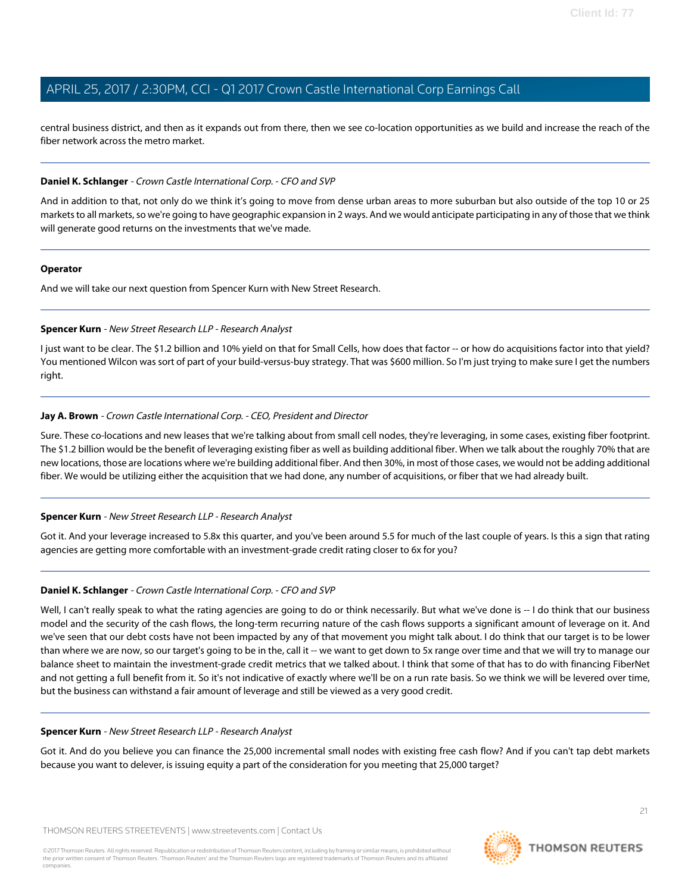central business district, and then as it expands out from there, then we see co-location opportunities as we build and increase the reach of the fiber network across the metro market.

---

**Daniel K. Schlanger** - *Crown Castle International Corp. - CFO and SVP*

And in addition to that, not only do we think it's going to move from dense urban areas to more suburban but also outside of the top 10 or 25 markets to all markets, so we're going to have geographic expansion in 2 ways. And we would anticipate participating in any of those that we think will generate good returns on the investments that we've made.

---

**Operator**

And we will take our next question from Spencer Kurn with New Street Research.

---

**Spencer Kurn** - *New Street Research LLP - Research Analyst*

I just want to be clear. The $1.2 billion and 10% yield on that for Small Cells, how does that factor -- or how do acquisitions factor into that yield? You mentioned Wilcon was sort of part of your build-versus-buy strategy. That was $600 million. So I'm just trying to make sure I get the numbers right.

---

**Jay A. Brown** - *Crown Castle International Corp. - CEO, President and Director*

Sure. These co-locations and new leases that we're talking about from small cell nodes, they're leveraging, in some cases, existing fiber footprint. The $1.2 billion would be the benefit of leveraging existing fiber as well as building additional fiber. When we talk about the roughly 70% that are new locations, those are locations where we're building additional fiber. And then 30%, in most of those cases, we would not be adding additional fiber. We would be utilizing either the acquisition that we had done, any number of acquisitions, or fiber that we had already built.

---

**Spencer Kurn** - *New Street Research LLP - Research Analyst*

Got it. And your leverage increased to 5.8x this quarter, and you've been around 5.5 for much of the last couple of years. Is this a sign that rating agencies are getting more comfortable with an investment-grade credit rating closer to 6x for you?

---

**Daniel K. Schlanger** - *Crown Castle International Corp. - CFO and SVP*

Well, I can't really speak to what the rating agencies are going to do or think necessarily. But what we've done is -- I do think that our business model and the security of the cash flows, the long-term recurring nature of the cash flows supports a significant amount of leverage on it. And we've seen that our debt costs have not been impacted by any of that movement you might talk about. I do think that our target is to be lower than where we are now, so our target's going to be in the, call it -- we want to get down to 5x range over time and that we will try to manage our balance sheet to maintain the investment-grade credit metrics that we talked about. I think that some of that has to do with financing FiberNet and not getting a full benefit from it. So it's not indicative of exactly where we'll be on a run rate basis. So we think we will be levered over time, but the business can withstand a fair amount of leverage and still be viewed as a very good credit.

---

**Spencer Kurn** - *New Street Research LLP - Research Analyst*

Got it. And do you believe you can finance the 25,000 incremental small nodes with existing free cash flow? And if you can't tap debt markets because you want to delever, is issuing equity a part of the consideration for you meeting that 25,000 target?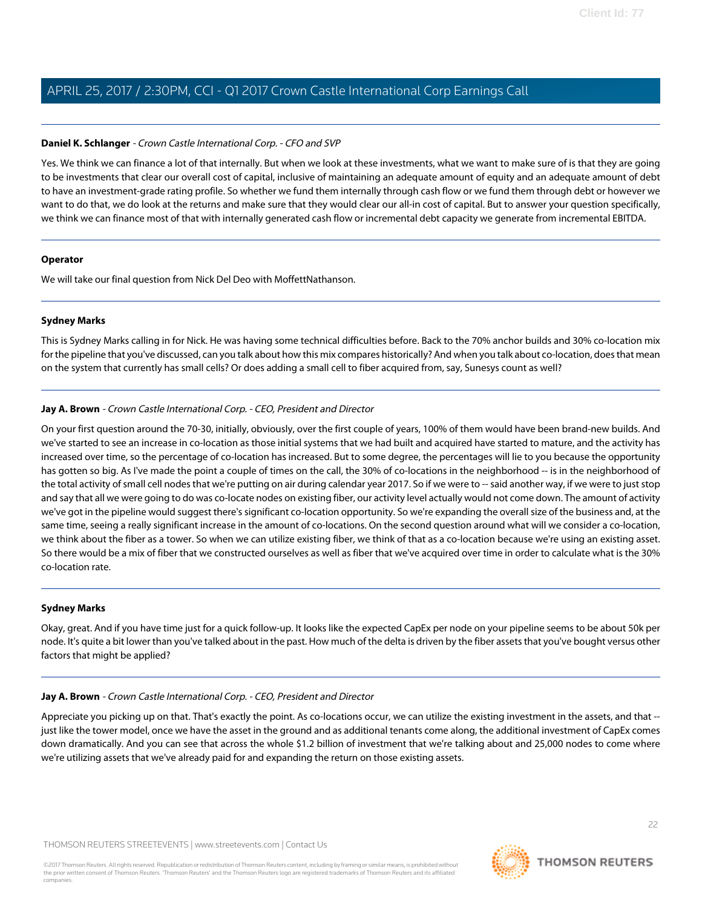**Daniel K. Schlanger** - *Crown Castle International Corp. - CFO and SVP*

Yes. We think we can finance a lot of that internally. But when we look at these investments, what we want to make sure of is that they are going to be investments that clear our overall cost of capital, inclusive of maintaining an adequate amount of equity and an adequate amount of debt to have an investment-grade rating profile. So whether we fund them internally through cash flow or we fund them through debt or however we want to do that, we do look at the returns and make sure that they would clear our all-in cost of capital. But to answer your question specifically, we think we can finance most of that with internally generated cash flow or incremental debt capacity we generate from incremental EBITDA.

---

**Operator**

We will take our final question from Nick Del Deo with MoffettNathanson.

---

**Sydney Marks**

This is Sydney Marks calling in for Nick. He was having some technical difficulties before. Back to the 70% anchor builds and 30% co-location mix for the pipeline that you've discussed, can you talk about how this mix compares historically? And when you talk about co-location, does that mean on the system that currently has small cells? Or does adding a small cell to fiber acquired from, say, Sunesys count as well?

---

**Jay A. Brown** - *Crown Castle International Corp. - CEO, President and Director*

On your first question around the 70-30, initially, obviously, over the first couple of years, 100% of them would have been brand-new builds. And we've started to see an increase in co-location as those initial systems that we had built and acquired have started to mature, and the activity has increased over time, so the percentage of co-location has increased. But to some degree, the percentages will lie to you because the opportunity has gotten so big. As I've made the point a couple of times on the call, the 30% of co-locations in the neighborhood -- is in the neighborhood of the total activity of small cell nodes that we're putting on air during calendar year 2017. So if we were to -- said another way, if we were to just stop and say that all we were going to do was co-locate nodes on existing fiber, our activity level actually would not come down. The amount of activity we've got in the pipeline would suggest there's significant co-location opportunity. So we're expanding the overall size of the business and, at the same time, seeing a really significant increase in the amount of co-locations. On the second question around what will we consider a co-location, we think about the fiber as a tower. So when we can utilize existing fiber, we think of that as a co-location because we're using an existing asset. So there would be a mix of fiber that we constructed ourselves as well as fiber that we've acquired over time in order to calculate what is the 30% co-location rate.

---

**Sydney Marks**

Okay, great. And if you have time just for a quick follow-up. It looks like the expected CapEx per node on your pipeline seems to be about 50k per node. It's quite a bit lower than you've talked about in the past. How much of the delta is driven by the fiber assets that you've bought versus other factors that might be applied?

---

**Jay A. Brown** - *Crown Castle International Corp. - CEO, President and Director*

Appreciate you picking up on that. That's exactly the point. As co-locations occur, we can utilize the existing investment in the assets, and that -- just like the tower model, once we have the asset in the ground and as additional tenants come along, the additional investment of CapEx comes down dramatically. And you can see that across the whole $1.2 billion of investment that we're talking about and 25,000 nodes to come where we're utilizing assets that we've already paid for and expanding the return on those existing assets.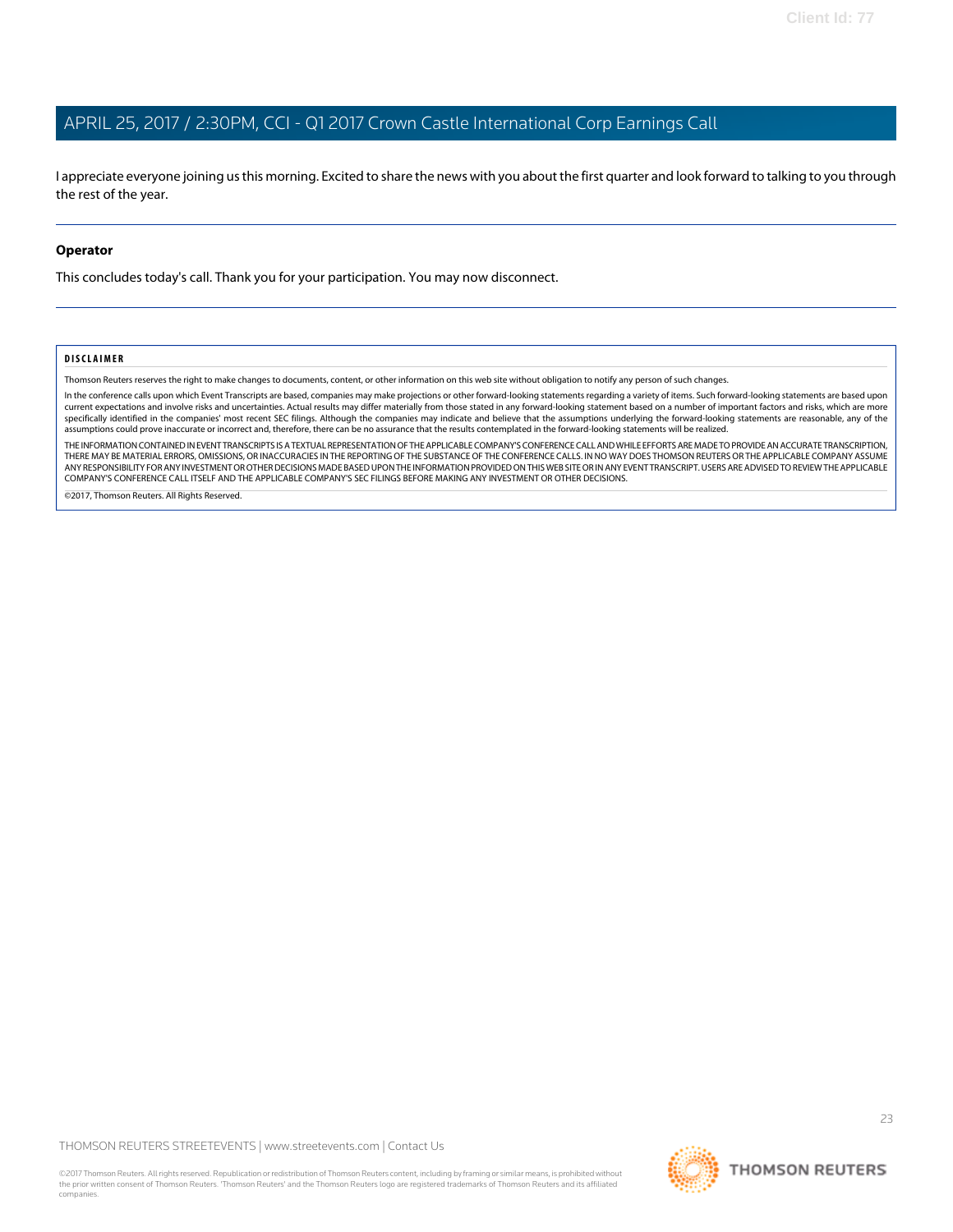I appreciate everyone joining us this morning. Excited to share the news with you about the first quarter and look forward to talking to you through the rest of the year.

---

**Operator**

This concludes today's call. Thank you for your participation. You may now disconnect.

---

**DISCLAIMER**

Thomson Reuters reserves the right to make changes to documents, content, or other information on this web site without obligation to notify any person of such changes.

In the conference calls upon which Event Transcripts are based, companies may make projections or other forward-looking statements regarding a variety of items. Such forward-looking statements are based upon current expectations and involve risks and uncertainties. Actual results may differ materially from those stated in any forward-looking statement based on a number of important factors and risks, which are more specifically identified in the companies' most recent SEC filings. Although the companies may indicate and believe that the assumptions underlying the forward-looking statements are reasonable, any of the assumptions could prove inaccurate or incorrect and, therefore, there can be no assurance that the results contemplated in the forward-looking statements will be realized.

THE INFORMATION CONTAINED IN EVENT TRANSCRIPTS IS A TEXTUAL REPRESENTATION OF THE APPLICABLE COMPANY'S CONFERENCE CALL AND WHILE EFFORTS ARE MADE TO PROVIDE AN ACCURATE TRANSCRIPTION, THERE MAY BE MATERIAL ERRORS, OMISSIONS, OR INACCURACIES IN THE REPORTING OF THE SUBSTANCE OF THE CONFERENCE CALLS. IN NO WAY DOES THOMSON REUTERS OR THE APPLICABLE COMPANY ASSUME ANY RESPONSIBILITY FOR ANY INVESTMENT OR OTHER DECISIONS MADE BASED UPON THE INFORMATION PROVIDED ON THIS WEB SITE OR IN ANY EVENT TRANSCRIPT. USERS ARE ADVISED TO REVIEW THE APPLICABLE COMPANY'S CONFERENCE CALL ITSELF AND THE APPLICABLE COMPANY'S SEC FILINGS BEFORE MAKING ANY INVESTMENT OR OTHER DECISIONS.

©2017, Thomson Reuters. All Rights Reserved.